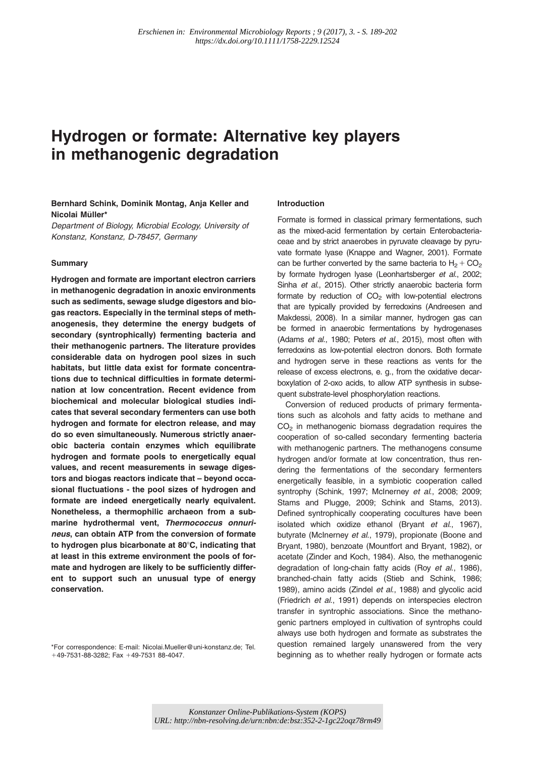Erschienen in: Environmental Microbiology Reports ; 9 (2017), 3. - S. 189-202
https://dx.doi.org/10.1111/1758-2229.12524

# Hydrogen or formate: Alternative key players in methanogenic degradation

**Bernhard Schink, Dominik Montag, Anja Keller and Nicolai Müller***

*Department of Biology, Microbial Ecology, University of Konstanz, Konstanz, D-78457, Germany*

## Summary

**Hydrogen and formate are important electron carriers in methanogenic degradation in anoxic environments such as sediments, sewage sludge digestors and biogas reactors. Especially in the terminal steps of methanogenesis, they determine the energy budgets of secondary (syntrophically) fermenting bacteria and their methanogenic partners. The literature provides considerable data on hydrogen pool sizes in such habitats, but little data exist for formate concentrations due to technical difficulties in formate determination at low concentration. Recent evidence from biochemical and molecular biological studies indicates that several secondary fermenters can use both hydrogen and formate for electron release, and may do so even simultaneously. Numerous strictly anaerobic bacteria contain enzymes which equilibrate hydrogen and formate pools to energetically equal values, and recent measurements in sewage digestors and biogas reactors indicate that – beyond occasional fluctuations - the pool sizes of hydrogen and formate are indeed energetically nearly equivalent. Nonetheless, a thermophilic archaeon from a submarine hydrothermal vent, *Thermococcus onnurineus*, can obtain ATP from the conversion of formate to hydrogen plus bicarbonate at 80°C, indicating that at least in this extreme environment the pools of formate and hydrogen are likely to be sufficiently different to support such an unusual type of energy conservation.**

*For correspondence: E-mail: Nicolai.Mueller@uni-konstanz.de; Tel. +49-7531-88-3282; Fax +49-7531 88-4047.

## Introduction

Formate is formed in classical primary fermentations, such as the mixed-acid fermentation by certain Enterobacteriaceae and by strict anaerobes in pyruvate cleavage by pyruvate formate lyase (Knappe and Wagner, 2001). Formate can be further converted by the same bacteria to $H_2 + CO_2$ by formate hydrogen lyase (Leonhartsberger *et al.*, 2002; Sinha *et al.*, 2015). Other strictly anaerobic bacteria form formate by reduction of $CO_2$ with low-potential electrons that are typically provided by ferredoxins (Andreesen and Makdessi, 2008). In a similar manner, hydrogen gas can be formed in anaerobic fermentations by hydrogenases (Adams *et al.*, 1980; Peters *et al.*, 2015), most often with ferredoxins as low-potential electron donors. Both formate and hydrogen serve in these reactions as vents for the release of excess electrons, e. g., from the oxidative decarboxylation of 2-oxo acids, to allow ATP synthesis in subsequent substrate-level phosphorylation reactions.

Conversion of reduced products of primary fermentations such as alcohols and fatty acids to methane and $CO_2$ in methanogenic biomass degradation requires the cooperation of so-called secondary fermenting bacteria with methanogenic partners. The methanogens consume hydrogen and/or formate at low concentration, thus rendering the fermentations of the secondary fermenters energetically feasible, in a symbiotic cooperation called syntrophy (Schink, 1997; McInerney *et al.*, 2008; 2009; Stams and Plugge, 2009; Schink and Stams, 2013). Defined syntrophically cooperating cocultures have been isolated which oxidize ethanol (Bryant *et al.*, 1967), butyrate (McInerney *et al.*, 1979), propionate (Boone and Bryant, 1980), benzoate (Mountfort and Bryant, 1982), or acetate (Zinder and Koch, 1984). Also, the methanogenic degradation of long-chain fatty acids (Roy *et al.*, 1986), branched-chain fatty acids (Stieb and Schink, 1986; 1989), amino acids (Zindel *et al.*, 1988) and glycolic acid (Friedrich *et al.*, 1991) depends on interspecies electron transfer in syntrophic associations. Since the methanogenic partners employed in cultivation of syntrophs could always use both hydrogen and formate as substrates the question remained largely unanswered from the very beginning as to whether really hydrogen or formate acts

Konstanzer Online-Publikations-System (KOPS)
URL: http://nbn-resolving.de/urn:nbn:de:bsz:352-2-1gc22oqz78rm49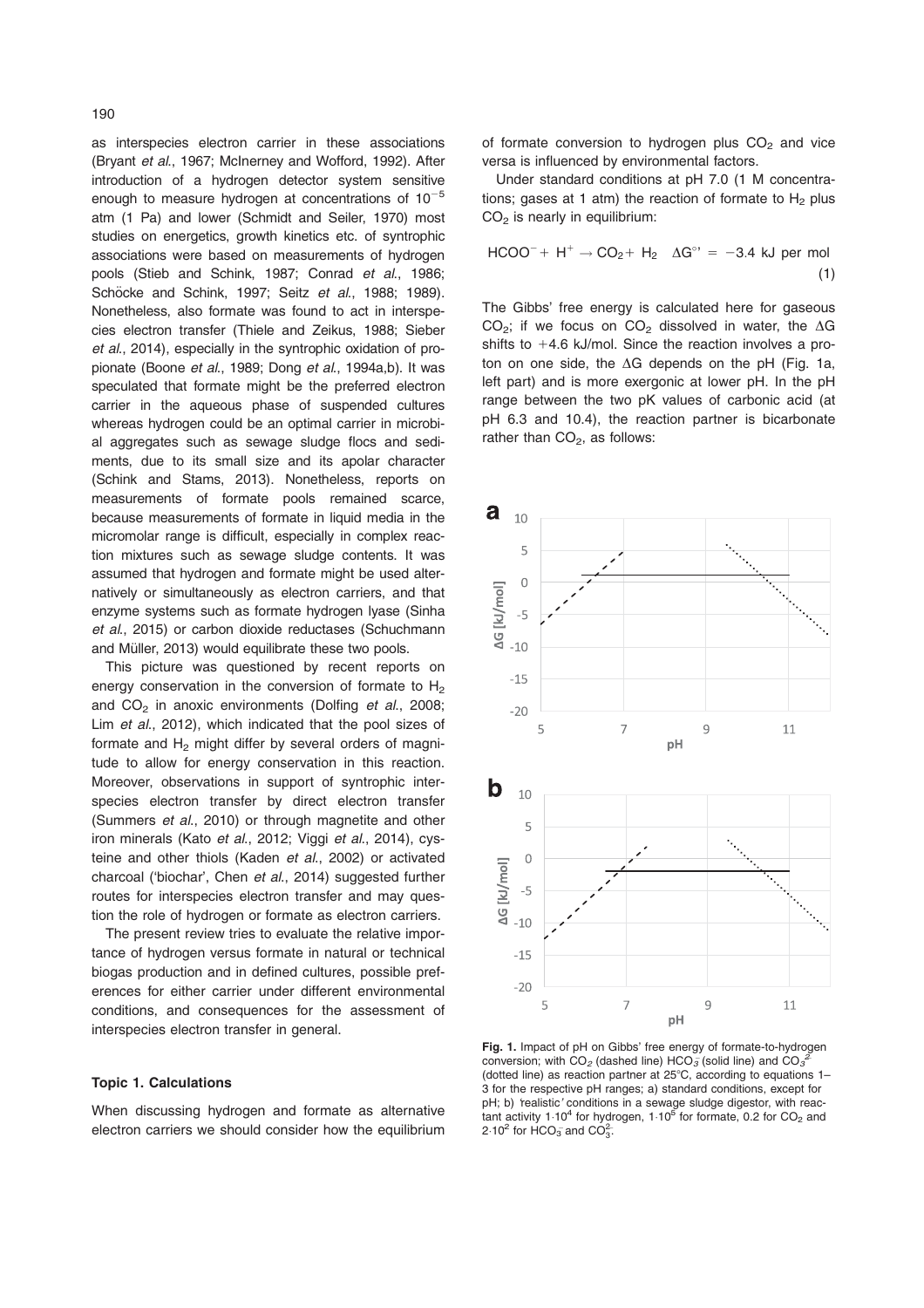as interspecies electron carrier in these associations (Bryant *et al.*, 1967; McInerney and Wofford, 1992). After introduction of a hydrogen detector system sensitive enough to measure hydrogen at concentrations of $10^{-5}$ atm (1 Pa) and lower (Schmidt and Seiler, 1970) most studies on energetics, growth kinetics etc. of syntrophic associations were based on measurements of hydrogen pools (Stieb and Schink, 1987; Conrad *et al.*, 1986; Schöcke and Schink, 1997; Seitz *et al.*, 1988; 1989). Nonetheless, also formate was found to act in interspecies electron transfer (Thiele and Zeikus, 1988; Sieber *et al.*, 2014), especially in the syntrophic oxidation of propionate (Boone *et al.*, 1989; Dong *et al.*, 1994a,b). It was speculated that formate might be the preferred electron carrier in the aqueous phase of suspended cultures whereas hydrogen could be an optimal carrier in microbial aggregates such as sewage sludge flocs and sediments, due to its small size and its apolar character (Schink and Stams, 2013). Nonetheless, reports on measurements of formate pools remained scarce, because measurements of formate in liquid media in the micromolar range is difficult, especially in complex reaction mixtures such as sewage sludge contents. It was assumed that hydrogen and formate might be used alternatively or simultaneously as electron carriers, and that enzyme systems such as formate hydrogen lyase (Sinha *et al.*, 2015) or carbon dioxide reductases (Schuchmann and Müller, 2013) would equilibrate these two pools.

This picture was questioned by recent reports on energy conservation in the conversion of formate to $H_2$ and $CO_2$ in anoxic environments (Dolfing *et al.*, 2008; Lim *et al.*, 2012), which indicated that the pool sizes of formate and $H_2$ might differ by several orders of magnitude to allow for energy conservation in this reaction. Moreover, observations in support of syntrophic interspecies electron transfer by direct electron transfer (Summers *et al.*, 2010) or through magnetite and other iron minerals (Kato *et al.*, 2012; Viggi *et al.*, 2014), cysteine and other thiols (Kaden *et al.*, 2002) or activated charcoal ('biochar', Chen *et al.*, 2014) suggested further routes for interspecies electron transfer and may question the role of hydrogen or formate as electron carriers.

The present review tries to evaluate the relative importance of hydrogen versus formate in natural or technical biogas production and in defined cultures, possible preferences for either carrier under different environmental conditions, and consequences for the assessment of interspecies electron transfer in general.

#### Topic 1. Calculations

When discussing hydrogen and formate as alternative electron carriers we should consider how the equilibrium of formate conversion to hydrogen plus $CO_2$ and vice versa is influenced by environmental factors.

Under standard conditions at pH 7.0 (1 M concentrations; gases at 1 atm) the reaction of formate to $H_2$ plus $CO_2$ is nearly in equilibrium:

$$HCOO^- + H^+ \rightarrow CO_2 + H_2 \quad \Delta G^{\circ\prime} = -3.4 \text{ kJ per mol} \tag{1}$$

The Gibbs' free energy is calculated here for gaseous $CO_2$; if we focus on $CO_2$ dissolved in water, the $\Delta G$ shifts to +4.6 kJ/mol. Since the reaction involves a proton on one side, the $\Delta G$ depends on the pH (Fig. 1a, left part) and is more exergonic at lower pH. In the pH range between the two pK values of carbonic acid (at pH 6.3 and 10.4), the reaction partner is bicarbonate rather than $CO_2$, as follows:

**Fig. 1.** Impact of pH on Gibbs' free energy of formate-to-hydrogen conversion; with $CO_2$ (dashed line) $HCO_3^-$ (solid line) and $CO_3^{2-}$ (dotted line) as reaction partner at 25°C, according to equations 1–3 for the respective pH ranges; a) standard conditions, except for pH; b) 'realistic' conditions in a sewage sludge digestor, with reactant activity $1 \cdot 10^4$ for hydrogen, $1 \cdot 10^5$ for formate, 0.2 for $CO_2$ and $2 \cdot 10^2$ for $HCO_3^-$ and $CO_3^{2-}$.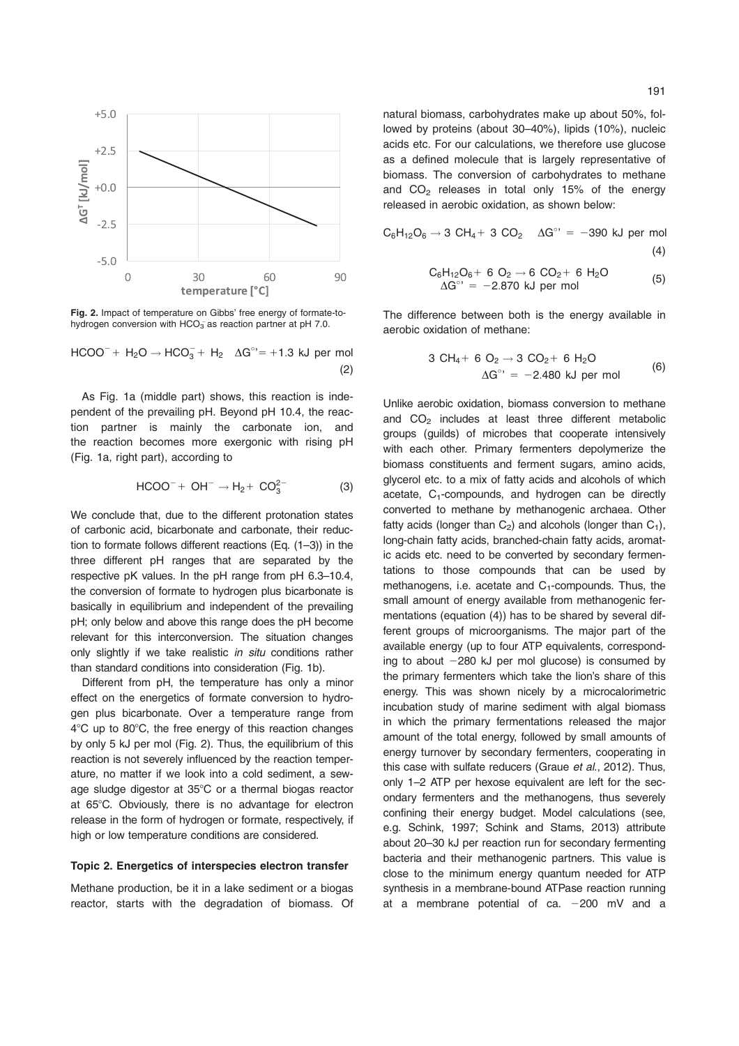**Fig. 2.** Impact of temperature on Gibbs' free energy of formate-to-hydrogen conversion with $HCO_3^-$ as reaction partner at pH 7.0.

$$HCOO^- + H_2O \rightarrow HCO_3^- + H_2 \quad \Delta G^{\circ\prime} = +1.3 \text{ kJ per mol} \tag{2}$$

As Fig. 1a (middle part) shows, this reaction is independent of the prevailing pH. Beyond pH 10.4, the reaction partner is mainly the carbonate ion, and the reaction becomes more exergonic with rising pH (Fig. 1a, right part), according to

$$HCOO^- + OH^- \rightarrow H_2 + CO_3^{2-} \tag{3}$$

We conclude that, due to the different protonation states of carbonic acid, bicarbonate and carbonate, their reduction to formate follows different reactions (Eq. (1–3)) in the three different pH ranges that are separated by the respective pK values. In the pH range from pH 6.3–10.4, the conversion of formate to hydrogen plus bicarbonate is basically in equilibrium and independent of the prevailing pH; only below and above this range does the pH become relevant for this interconversion. The situation changes only slightly if we take realistic *in situ* conditions rather than standard conditions into consideration (Fig. 1b).

Different from pH, the temperature has only a minor effect on the energetics of formate conversion to hydrogen plus bicarbonate. Over a temperature range from 4°C up to 80°C, the free energy of this reaction changes by only 5 kJ per mol (Fig. 2). Thus, the equilibrium of this reaction is not severely influenced by the reaction temperature, no matter if we look into a cold sediment, a sewage sludge digestor at 35°C or a thermal biogas reactor at 65°C. Obviously, there is no advantage for electron release in the form of hydrogen or formate, respectively, if high or low temperature conditions are considered.

### Topic 2. Energetics of interspecies electron transfer

Methane production, be it in a lake sediment or a biogas reactor, starts with the degradation of biomass. Of natural biomass, carbohydrates make up about 50%, followed by proteins (about 30–40%), lipids (10%), nucleic acids etc. For our calculations, we therefore use glucose as a defined molecule that is largely representative of biomass. The conversion of carbohydrates to methane and $CO_2$ releases in total only 15% of the energy released in aerobic oxidation, as shown below:

$$C_6H_{12}O_6 \rightarrow 3\ CH_4 + 3\ CO_2 \quad \Delta G^{\circ\prime} = -390 \text{ kJ per mol} \tag{4}$$

$$C_6H_{12}O_6 + 6\ O_2 \rightarrow 6\ CO_2 + 6\ H_2O \quad \Delta G^{\circ\prime} = -2.870 \text{ kJ per mol} \tag{5}$$

The difference between both is the energy available in aerobic oxidation of methane:

$$3\ CH_4 + 6\ O_2 \rightarrow 3\ CO_2 + 6\ H_2O \quad \Delta G^{\circ\prime} = -2.480 \text{ kJ per mol} \tag{6}$$

Unlike aerobic oxidation, biomass conversion to methane and $CO_2$ includes at least three different metabolic groups (guilds) of microbes that cooperate intensively with each other. Primary fermenters depolymerize the biomass constituents and ferment sugars, amino acids, glycerol etc. to a mix of fatty acids and alcohols of which acetate, $C_1$-compounds, and hydrogen can be directly converted to methane by methanogenic archaea. Other fatty acids (longer than $C_2$) and alcohols (longer than $C_1$), long-chain fatty acids, branched-chain fatty acids, aromatic acids etc. need to be converted by secondary fermentations to those compounds that can be used by methanogens, i.e. acetate and $C_1$-compounds. Thus, the small amount of energy available from methanogenic fermentations (equation (4)) has to be shared by several different groups of microorganisms. The major part of the available energy (up to four ATP equivalents, corresponding to about −280 kJ per mol glucose) is consumed by the primary fermenters which take the lion's share of this energy. This was shown nicely by a microcalorimetric incubation study of marine sediment with algal biomass in which the primary fermentations released the major amount of the total energy, followed by small amounts of energy turnover by secondary fermenters, cooperating in this case with sulfate reducers (Graue *et al.*, 2012). Thus, only 1–2 ATP per hexose equivalent are left for the secondary fermenters and the methanogens, thus severely confining their energy budget. Model calculations (see, e.g. Schink, 1997; Schink and Stams, 2013) attribute about 20–30 kJ per reaction run for secondary fermenting bacteria and their methanogenic partners. This value is close to the minimum energy quantum needed for ATP synthesis in a membrane-bound ATPase reaction running at a membrane potential of ca. −200 mV and a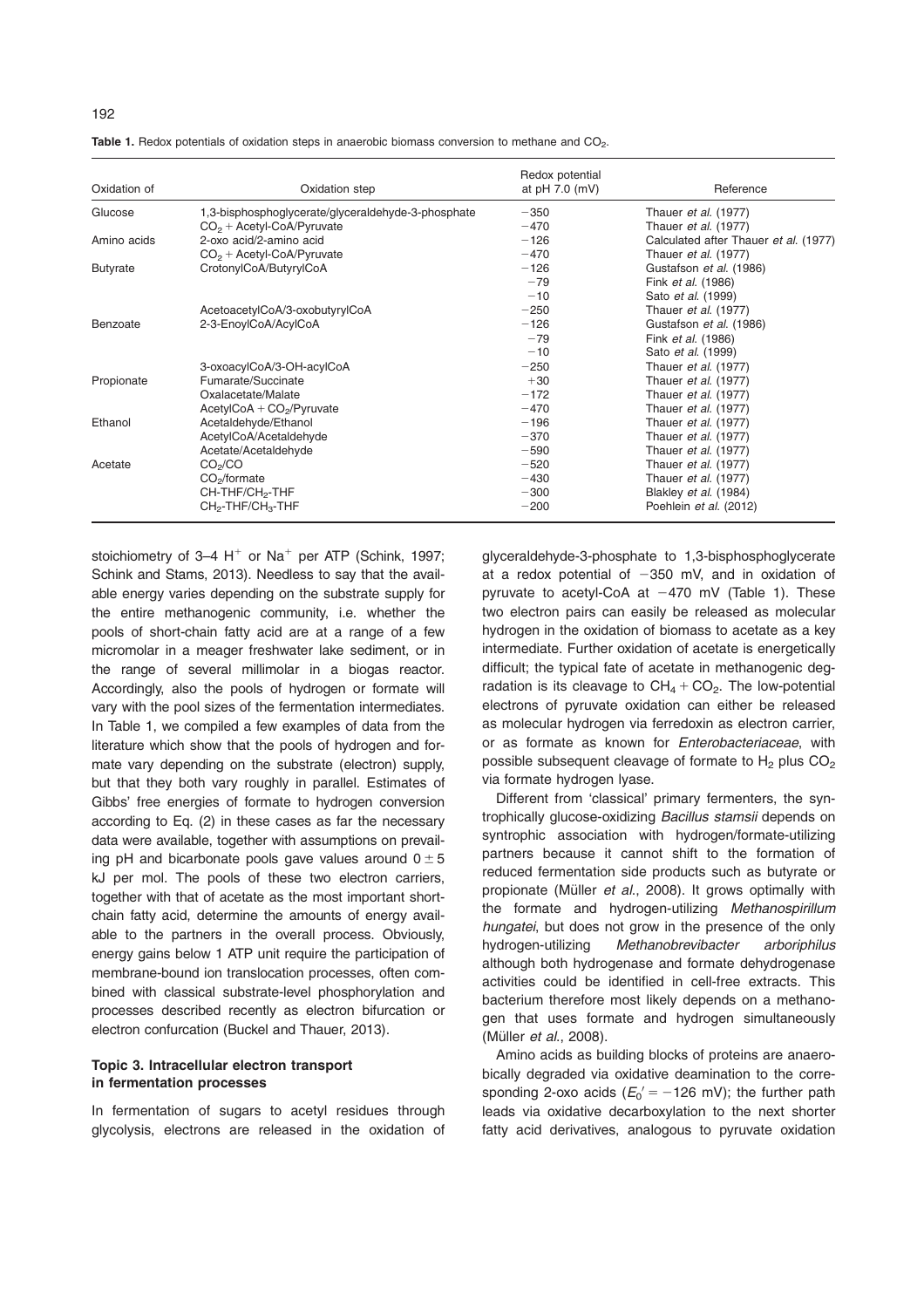**Table 1.** Redox potentials of oxidation steps in anaerobic biomass conversion to methane and $CO_2$.

| Oxidation of | Oxidation step | Redox potential at pH 7.0 (mV) | Reference |
|---|---|---|---|
| Glucose | 1,3-bisphosphoglycerate/glyceraldehyde-3-phosphate | −350 | Thauer *et al.* (1977) |
| | $CO_2$ + Acetyl-CoA/Pyruvate | −470 | Thauer *et al.* (1977) |
| Amino acids | 2-oxo acid/2-amino acid | −126 | Calculated after Thauer *et al.* (1977) |
| | $CO_2$ + Acetyl-CoA/Pyruvate | −470 | Thauer *et al.* (1977) |
| Butyrate | CrotonylCoA/ButyrylCoA | −126 | Gustafson *et al.* (1986) |
| | | −79 | Fink *et al.* (1986) |
| | | −10 | Sato *et al.* (1999) |
| | AcetoacetylCoA/3-oxobutyrylCoA | −250 | Thauer *et al.* (1977) |
| Benzoate | 2-3-EnoylCoA/AcylCoA | −126 | Gustafson *et al.* (1986) |
| | | −79 | Fink *et al.* (1986) |
| | | −10 | Sato *et al.* (1999) |
| | 3-oxoacylCoA/3-OH-acylCoA | −250 | Thauer *et al.* (1977) |
| Propionate | Fumarate/Succinate | +30 | Thauer *et al.* (1977) |
| | Oxalacetate/Malate | −172 | Thauer *et al.* (1977) |
| | AcetylCoA + $CO_2$/Pyruvate | −470 | Thauer *et al.* (1977) |
| Ethanol | Acetaldehyde/Ethanol | −196 | Thauer *et al.* (1977) |
| | AcetylCoA/Acetaldehyde | −370 | Thauer *et al.* (1977) |
| | Acetate/Acetaldehyde | −590 | Thauer *et al.* (1977) |
| Acetate | $CO_2$/CO | −520 | Thauer *et al.* (1977) |
| | $CO_2$/formate | −430 | Thauer *et al.* (1977) |
| | CH-THF/$CH_2$-THF | −300 | Blakley *et al.* (1984) |
| | $CH_2$-THF/$CH_3$-THF | −200 | Poehlein *et al.* (2012) |

stoichiometry of 3–4 $H^+$ or $Na^+$ per ATP (Schink, 1997; Schink and Stams, 2013). Needless to say that the available energy varies depending on the substrate supply for the entire methanogenic community, i.e. whether the pools of short-chain fatty acid are at a range of a few micromolar in a meager freshwater lake sediment, or in the range of several millimolar in a biogas reactor. Accordingly, also the pools of hydrogen or formate will vary with the pool sizes of the fermentation intermediates. In Table 1, we compiled a few examples of data from the literature which show that the pools of hydrogen and formate vary depending on the substrate (electron) supply, but that they both vary roughly in parallel. Estimates of Gibbs' free energies of formate to hydrogen conversion according to Eq. (2) in these cases as far the necessary data were available, together with assumptions on prevailing pH and bicarbonate pools gave values around $0 \pm 5$ kJ per mol. The pools of these two electron carriers, together with that of acetate as the most important short-chain fatty acid, determine the amounts of energy available to the partners in the overall process. Obviously, energy gains below 1 ATP unit require the participation of membrane-bound ion translocation processes, often combined with classical substrate-level phosphorylation and processes described recently as electron bifurcation or electron confurcation (Buckel and Thauer, 2013).

### Topic 3. Intracellular electron transport in fermentation processes

In fermentation of sugars to acetyl residues through glycolysis, electrons are released in the oxidation of glyceraldehyde-3-phosphate to 1,3-bisphosphoglycerate at a redox potential of −350 mV, and in oxidation of pyruvate to acetyl-CoA at −470 mV (Table 1). These two electron pairs can easily be released as molecular hydrogen in the oxidation of biomass to acetate as a key intermediate. Further oxidation of acetate is energetically difficult; the typical fate of acetate in methanogenic degradation is its cleavage to $CH_4 + CO_2$. The low-potential electrons of pyruvate oxidation can either be released as molecular hydrogen via ferredoxin as electron carrier, or as formate as known for *Enterobacteriaceae*, with possible subsequent cleavage of formate to $H_2$ plus $CO_2$ via formate hydrogen lyase.

Different from 'classical' primary fermenters, the syntrophically glucose-oxidizing *Bacillus stamsii* depends on syntrophic association with hydrogen/formate-utilizing partners because it cannot shift to the formation of reduced fermentation side products such as butyrate or propionate (Müller *et al.*, 2008). It grows optimally with the formate and hydrogen-utilizing *Methanospirillum hungatei*, but does not grow in the presence of the only hydrogen-utilizing *Methanobrevibacter arboriphilus* although both hydrogenase and formate dehydrogenase activities could be identified in cell-free extracts. This bacterium therefore most likely depends on a methanogen that uses formate and hydrogen simultaneously (Müller *et al.*, 2008).

Amino acids as building blocks of proteins are anaerobically degraded via oxidative deamination to the corresponding 2-oxo acids ($E_0' = -126$ mV); the further path leads via oxidative decarboxylation to the next shorter fatty acid derivatives, analogous to pyruvate oxidation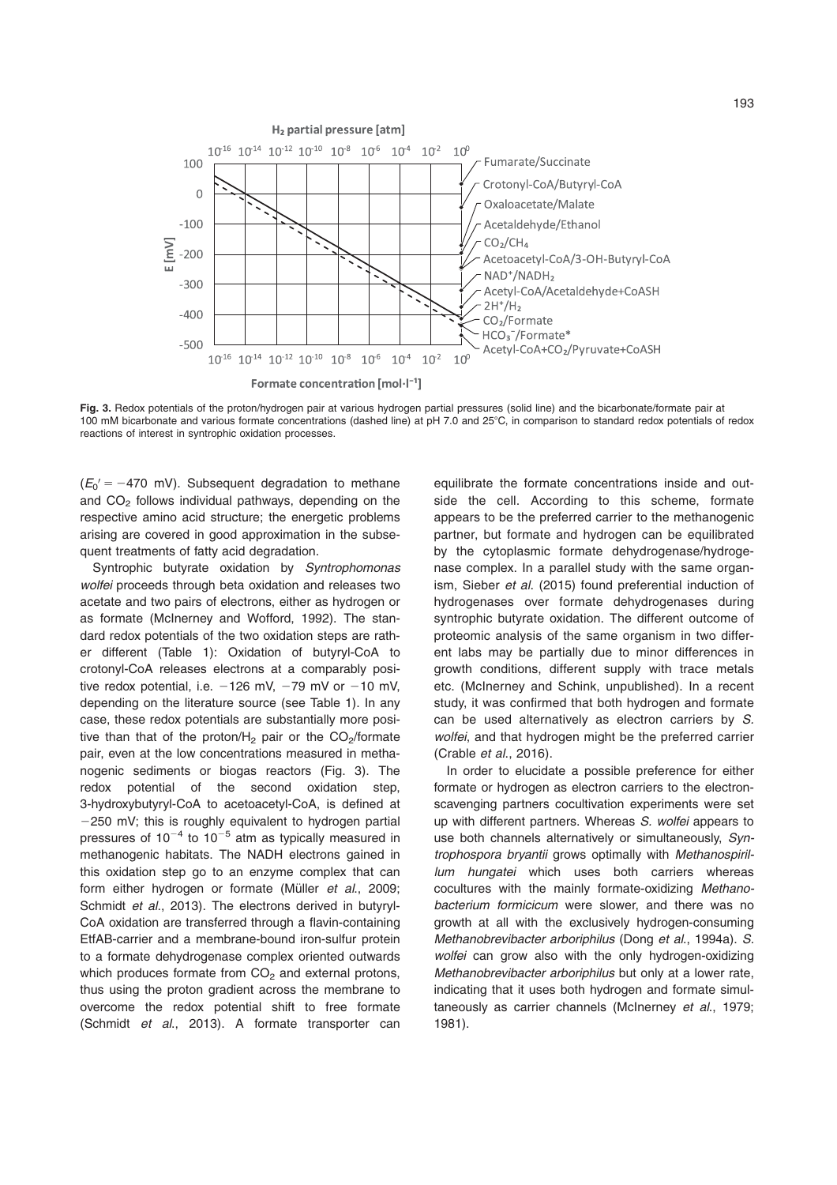**Fig. 3.** Redox potentials of the proton/hydrogen pair at various hydrogen partial pressures (solid line) and the bicarbonate/formate pair at 100 mM bicarbonate and various formate concentrations (dashed line) at pH 7.0 and 25°C, in comparison to standard redox potentials of redox reactions of interest in syntrophic oxidation processes.

($E_0' = -470$ mV). Subsequent degradation to methane and $CO_2$ follows individual pathways, depending on the respective amino acid structure; the energetic problems arising are covered in good approximation in the subsequent treatments of fatty acid degradation.

Syntrophic butyrate oxidation by *Syntrophomonas wolfei* proceeds through beta oxidation and releases two acetate and two pairs of electrons, either as hydrogen or as formate (McInerney and Wofford, 1992). The standard redox potentials of the two oxidation steps are rather different (Table 1): Oxidation of butyryl-CoA to crotonyl-CoA releases electrons at a comparably positive redox potential, i.e. −126 mV, −79 mV or −10 mV, depending on the literature source (see Table 1). In any case, these redox potentials are substantially more positive than that of the proton/$H_2$ pair or the $CO_2$/formate pair, even at the low concentrations measured in methanogenic sediments or biogas reactors (Fig. 3). The redox potential of the second oxidation step, 3-hydroxybutyryl-CoA to acetoacetyl-CoA, is defined at −250 mV; this is roughly equivalent to hydrogen partial pressures of $10^{-4}$ to $10^{-5}$ atm as typically measured in methanogenic habitats. The NADH electrons gained in this oxidation step go to an enzyme complex that can form either hydrogen or formate (Müller *et al*., 2009; Schmidt *et al*., 2013). The electrons derived in butyryl-CoA oxidation are transferred through a flavin-containing EtfAB-carrier and a membrane-bound iron-sulfur protein to a formate dehydrogenase complex oriented outwards which produces formate from $CO_2$ and external protons, thus using the proton gradient across the membrane to overcome the redox potential shift to free formate (Schmidt *et al*., 2013). A formate transporter can equilibrate the formate concentrations inside and outside the cell. According to this scheme, formate appears to be the preferred carrier to the methanogenic partner, but formate and hydrogen can be equilibrated by the cytoplasmic formate dehydrogenase/hydrogenase complex. In a parallel study with the same organism, Sieber *et al*. (2015) found preferential induction of hydrogenases over formate dehydrogenases during syntrophic butyrate oxidation. The different outcome of proteomic analysis of the same organism in two different labs may be partially due to minor differences in growth conditions, different supply with trace metals etc. (McInerney and Schink, unpublished). In a recent study, it was confirmed that both hydrogen and formate can be used alternatively as electron carriers by *S. wolfei*, and that hydrogen might be the preferred carrier (Crable *et al*., 2016).

In order to elucidate a possible preference for either formate or hydrogen as electron carriers to the electron-scavenging partners cocultivation experiments were set up with different partners. Whereas *S. wolfei* appears to use both channels alternatively or simultaneously, *Syntrophospora bryantii* grows optimally with *Methanospirillum hungatei* which uses both carriers whereas cocultures with the mainly formate-oxidizing *Methanobacterium formicicum* were slower, and there was no growth at all with the exclusively hydrogen-consuming *Methanobrevibacter arboriphilus* (Dong *et al*., 1994a). *S. wolfei* can grow also with the only hydrogen-oxidizing *Methanobrevibacter arboriphilus* but only at a lower rate, indicating that it uses both hydrogen and formate simultaneously as carrier channels (McInerney *et al*., 1979; 1981).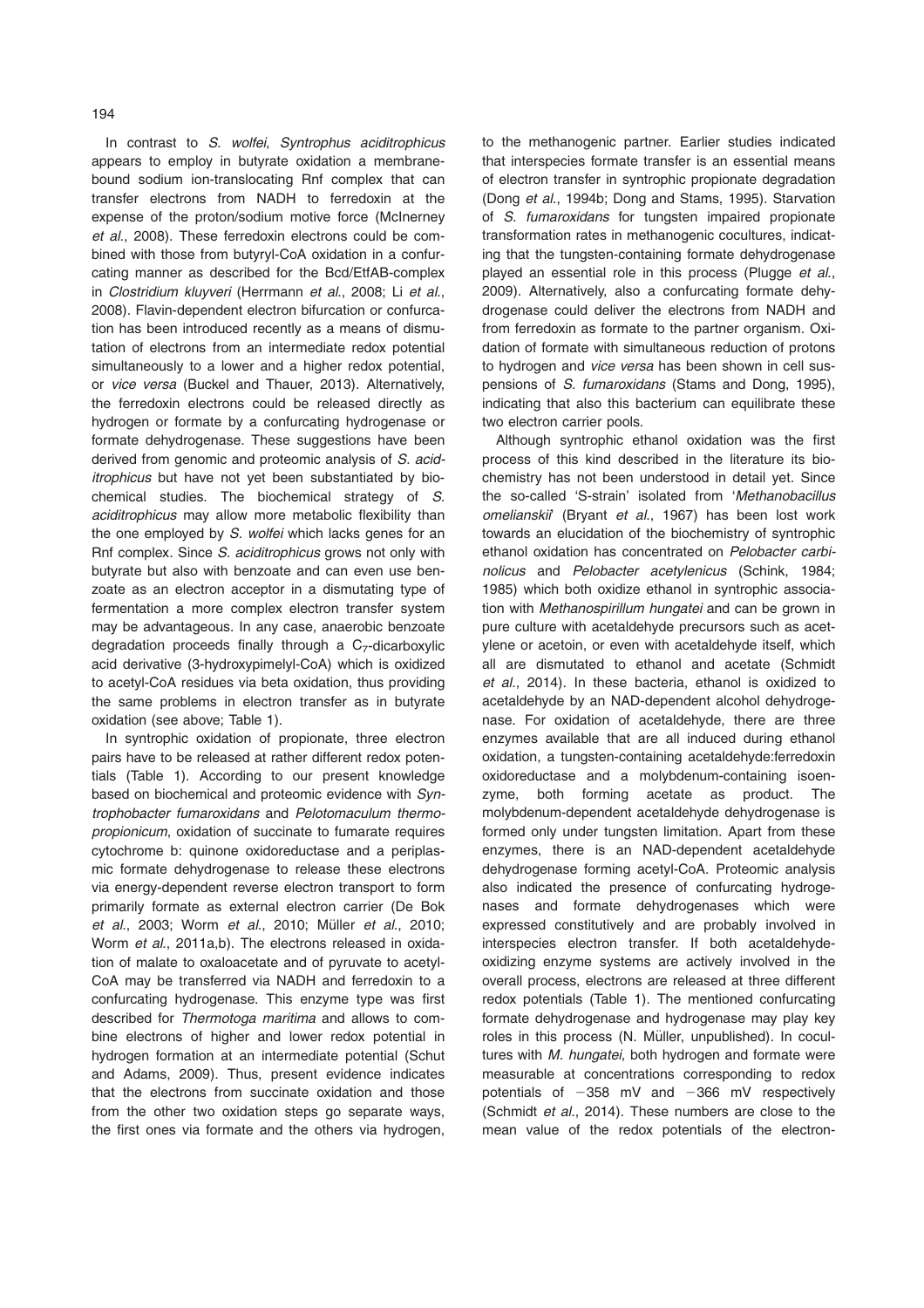In contrast to *S. wolfei*, *Syntrophus aciditrophicus* appears to employ in butyrate oxidation a membrane-bound sodium ion-translocating Rnf complex that can transfer electrons from NADH to ferredoxin at the expense of the proton/sodium motive force (McInerney *et al.*, 2008). These ferredoxin electrons could be combined with those from butyryl-CoA oxidation in a confurcating manner as described for the Bcd/EtfAB-complex in *Clostridium kluyveri* (Herrmann *et al.*, 2008; Li *et al.*, 2008). Flavin-dependent electron bifurcation or confurcation has been introduced recently as a means of dismutation of electrons from an intermediate redox potential simultaneously to a lower and a higher redox potential, or *vice versa* (Buckel and Thauer, 2013). Alternatively, the ferredoxin electrons could be released directly as hydrogen or formate by a confurcating hydrogenase or formate dehydrogenase. These suggestions have been derived from genomic and proteomic analysis of *S. aciditrophicus* but have not yet been substantiated by biochemical studies. The biochemical strategy of *S. aciditrophicus* may allow more metabolic flexibility than the one employed by *S. wolfei* which lacks genes for an Rnf complex. Since *S. aciditrophicus* grows not only with butyrate but also with benzoate and can even use benzoate as an electron acceptor in a dismutating type of fermentation a more complex electron transfer system may be advantageous. In any case, anaerobic benzoate degradation proceeds finally through a $C_7$-dicarboxylic acid derivative (3-hydroxypimelyl-CoA) which is oxidized to acetyl-CoA residues via beta oxidation, thus providing the same problems in electron transfer as in butyrate oxidation (see above; Table 1).

In syntrophic oxidation of propionate, three electron pairs have to be released at rather different redox potentials (Table 1). According to our present knowledge based on biochemical and proteomic evidence with *Syntrophobacter fumaroxidans* and *Pelotomaculum thermopropionicum*, oxidation of succinate to fumarate requires cytochrome b: quinone oxidoreductase and a periplasmic formate dehydrogenase to release these electrons via energy-dependent reverse electron transport to form primarily formate as external electron carrier (De Bok *et al.*, 2003; Worm *et al.*, 2010; Müller *et al.*, 2010; Worm *et al.*, 2011a,b). The electrons released in oxidation of malate to oxaloacetate and of pyruvate to acetyl-CoA may be transferred via NADH and ferredoxin to a confurcating hydrogenase. This enzyme type was first described for *Thermotoga maritima* and allows to combine electrons of higher and lower redox potential in hydrogen formation at an intermediate potential (Schut and Adams, 2009). Thus, present evidence indicates that the electrons from succinate oxidation and those from the other two oxidation steps go separate ways, the first ones via formate and the others via hydrogen, to the methanogenic partner. Earlier studies indicated that interspecies formate transfer is an essential means of electron transfer in syntrophic propionate degradation (Dong *et al.*, 1994b; Dong and Stams, 1995). Starvation of *S. fumaroxidans* for tungsten impaired propionate transformation rates in methanogenic cocultures, indicating that the tungsten-containing formate dehydrogenase played an essential role in this process (Plugge *et al.*, 2009). Alternatively, also a confurcating formate dehydrogenase could deliver the electrons from NADH and from ferredoxin as formate to the partner organism. Oxidation of formate with simultaneous reduction of protons to hydrogen and *vice versa* has been shown in cell suspensions of *S. fumaroxidans* (Stams and Dong, 1995), indicating that also this bacterium can equilibrate these two electron carrier pools.

Although syntrophic ethanol oxidation was the first process of this kind described in the literature its biochemistry has not been understood in detail yet. Since the so-called 'S-strain' isolated from '*Methanobacillus omelianskii*' (Bryant *et al.*, 1967) has been lost work towards an elucidation of the biochemistry of syntrophic ethanol oxidation has concentrated on *Pelobacter carbinolicus* and *Pelobacter acetylenicus* (Schink, 1984; 1985) which both oxidize ethanol in syntrophic association with *Methanospirillum hungatei* and can be grown in pure culture with acetaldehyde precursors such as acetylene or acetoin, or even with acetaldehyde itself, which all are dismutated to ethanol and acetate (Schmidt *et al.*, 2014). In these bacteria, ethanol is oxidized to acetaldehyde by an NAD-dependent alcohol dehydrogenase. For oxidation of acetaldehyde, there are three enzymes available that are all induced during ethanol oxidation, a tungsten-containing acetaldehyde:ferredoxin oxidoreductase and a molybdenum-containing isoenzyme, both forming acetate as product. The molybdenum-dependent acetaldehyde dehydrogenase is formed only under tungsten limitation. Apart from these enzymes, there is an NAD-dependent acetaldehyde dehydrogenase forming acetyl-CoA. Proteomic analysis also indicated the presence of confurcating hydrogenases and formate dehydrogenases which were expressed constitutively and are probably involved in interspecies electron transfer. If both acetaldehyde-oxidizing enzyme systems are actively involved in the overall process, electrons are released at three different redox potentials (Table 1). The mentioned confurcating formate dehydrogenase and hydrogenase may play key roles in this process (N. Müller, unpublished). In cocultures with *M. hungatei*, both hydrogen and formate were measurable at concentrations corresponding to redox potentials of −358 mV and −366 mV respectively (Schmidt *et al.*, 2014). These numbers are close to the mean value of the redox potentials of the electron-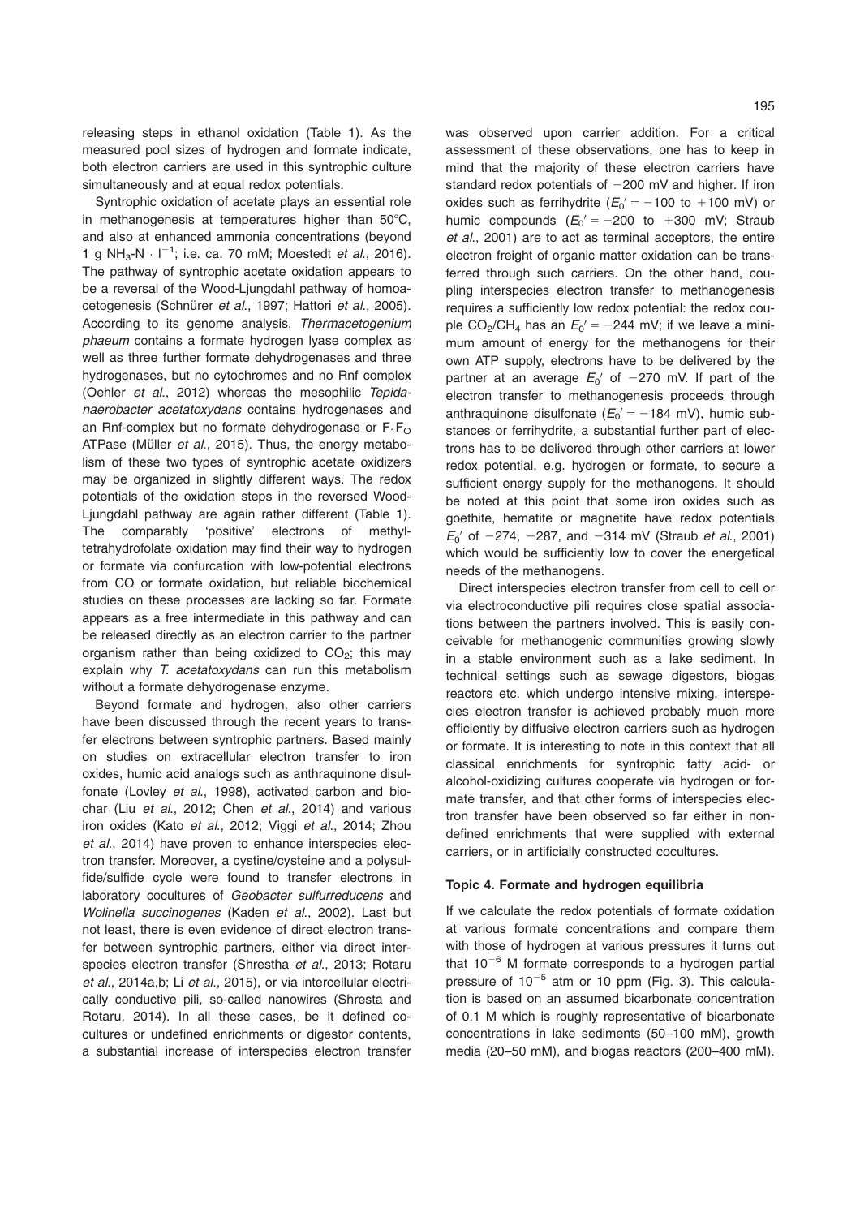releasing steps in ethanol oxidation (Table 1). As the measured pool sizes of hydrogen and formate indicate, both electron carriers are used in this syntrophic culture simultaneously and at equal redox potentials.

Syntrophic oxidation of acetate plays an essential role in methanogenesis at temperatures higher than 50°C, and also at enhanced ammonia concentrations (beyond 1 g $NH_3$-N · $l^{-1}$; i.e. ca. 70 mM; Moestedt *et al.*, 2016). The pathway of syntrophic acetate oxidation appears to be a reversal of the Wood-Ljungdahl pathway of homoacetogenesis (Schnürer *et al.*, 1997; Hattori *et al.*, 2005). According to its genome analysis, *Thermacetogenium phaeum* contains a formate hydrogen lyase complex as well as three further formate dehydrogenases and three hydrogenases, but no cytochromes and no Rnf complex (Oehler *et al.*, 2012) whereas the mesophilic *Tepidanaerobacter acetatoxydans* contains hydrogenases and an Rnf-complex but no formate dehydrogenase or $F_1F_O$ ATPase (Müller *et al.*, 2015). Thus, the energy metabolism of these two types of syntrophic acetate oxidizers may be organized in slightly different ways. The redox potentials of the oxidation steps in the reversed Wood-Ljungdahl pathway are again rather different (Table 1). The comparably 'positive' electrons of methyltetrahydrofolate oxidation may find their way to hydrogen or formate via confurcation with low-potential electrons from CO or formate oxidation, but reliable biochemical studies on these processes are lacking so far. Formate appears as a free intermediate in this pathway and can be released directly as an electron carrier to the partner organism rather than being oxidized to $CO_2$; this may explain why *T. acetatoxydans* can run this metabolism without a formate dehydrogenase enzyme.

Beyond formate and hydrogen, also other carriers have been discussed through the recent years to transfer electrons between syntrophic partners. Based mainly on studies on extracellular electron transfer to iron oxides, humic acid analogs such as anthraquinone disulfonate (Lovley *et al.*, 1998), activated carbon and biochar (Liu *et al.*, 2012; Chen *et al.*, 2014) and various iron oxides (Kato *et al.*, 2012; Viggi *et al.*, 2014; Zhou *et al.*, 2014) have proven to enhance interspecies electron transfer. Moreover, a cystine/cysteine and a polysulfide/sulfide cycle were found to transfer electrons in laboratory cocultures of *Geobacter sulfurreducens* and *Wolinella succinogenes* (Kaden *et al.*, 2002). Last but not least, there is even evidence of direct electron transfer between syntrophic partners, either via direct interspecies electron transfer (Shrestha *et al.*, 2013; Rotaru *et al.*, 2014a,b; Li *et al.*, 2015), or via intercellular electrically conductive pili, so-called nanowires (Shresta and Rotaru, 2014). In all these cases, be it defined cocultures or undefined enrichments or digestor contents, a substantial increase of interspecies electron transfer was observed upon carrier addition. For a critical assessment of these observations, one has to keep in mind that the majority of these electron carriers have standard redox potentials of −200 mV and higher. If iron oxides such as ferrihydrite ($E_0{}'$ = −100 to +100 mV) or humic compounds ($E_0{}'$ = −200 to +300 mV; Straub *et al.*, 2001) are to act as terminal acceptors, the entire electron freight of organic matter oxidation can be transferred through such carriers. On the other hand, coupling interspecies electron transfer to methanogenesis requires a sufficiently low redox potential: the redox couple $CO_2/CH_4$ has an $E_0{}'$ = −244 mV; if we leave a minimum amount of energy for the methanogens for their own ATP supply, electrons have to be delivered by the partner at an average $E_0{}'$ of −270 mV. If part of the electron transfer to methanogenesis proceeds through anthraquinone disulfonate ($E_0{}'$ = −184 mV), humic substances or ferrihydrite, a substantial further part of electrons has to be delivered through other carriers at lower redox potential, e.g. hydrogen or formate, to secure a sufficient energy supply for the methanogens. It should be noted at this point that some iron oxides such as goethite, hematite or magnetite have redox potentials $E_0{}'$ of −274, −287, and −314 mV (Straub *et al.*, 2001) which would be sufficiently low to cover the energetical needs of the methanogens.

Direct interspecies electron transfer from cell to cell or via electroconductive pili requires close spatial associations between the partners involved. This is easily conceivable for methanogenic communities growing slowly in a stable environment such as a lake sediment. In technical settings such as sewage digestors, biogas reactors etc. which undergo intensive mixing, interspecies electron transfer is achieved probably much more efficiently by diffusive electron carriers such as hydrogen or formate. It is interesting to note in this context that all classical enrichments for syntrophic fatty acid- or alcohol-oxidizing cultures cooperate via hydrogen or formate transfer, and that other forms of interspecies electron transfer have been observed so far either in non-defined enrichments that were supplied with external carriers, or in artificially constructed cocultures.

### Topic 4. Formate and hydrogen equilibria

If we calculate the redox potentials of formate oxidation at various formate concentrations and compare them with those of hydrogen at various pressures it turns out that $10^{-6}$ M formate corresponds to a hydrogen partial pressure of $10^{-5}$ atm or 10 ppm (Fig. 3). This calculation is based on an assumed bicarbonate concentration of 0.1 M which is roughly representative of bicarbonate concentrations in lake sediments (50–100 mM), growth media (20–50 mM), and biogas reactors (200–400 mM).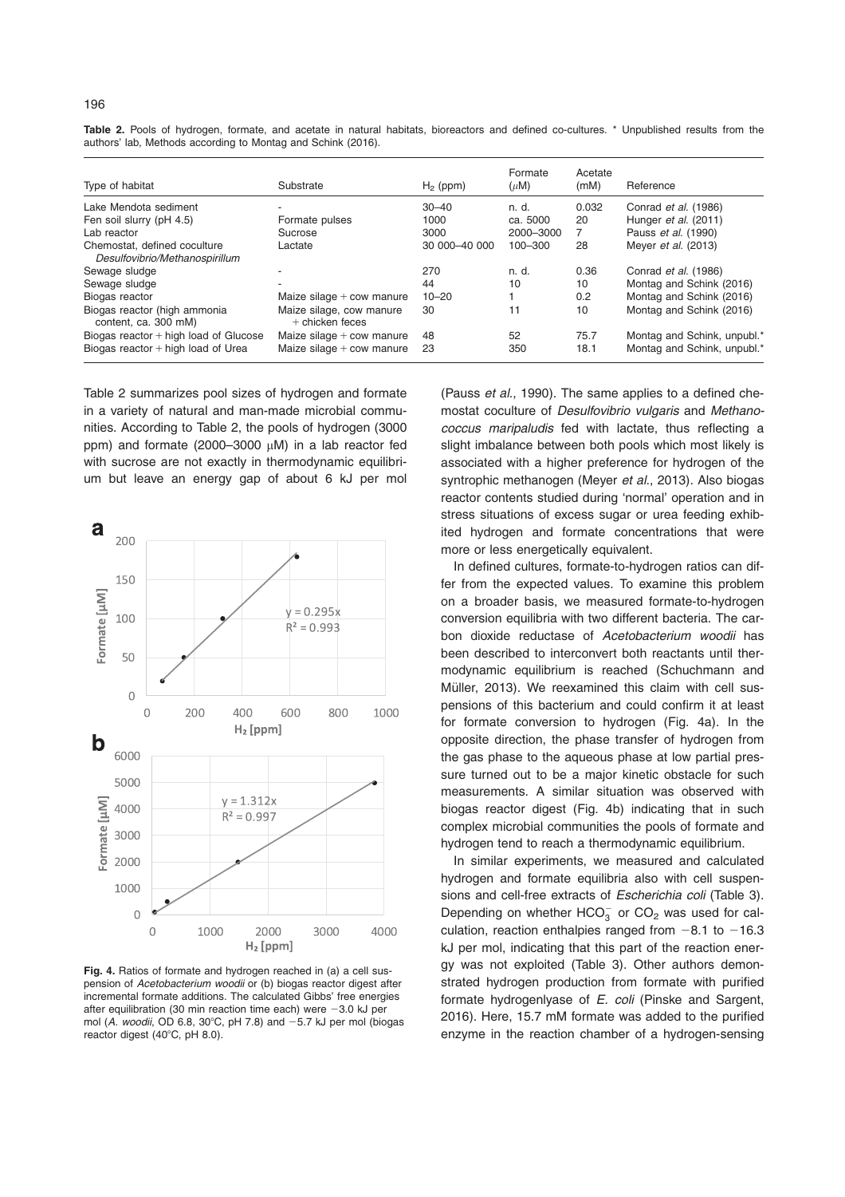**Table 2.** Pools of hydrogen, formate, and acetate in natural habitats, bioreactors and defined co-cultures. * Unpublished results from the authors' lab, Methods according to Montag and Schink (2016).

| Type of habitat | Substrate | $H_2$ (ppm) | Formate ($\mu$M) | Acetate (mM) | Reference |
|---|---|---|---|---|---|
| Lake Mendota sediment | - | 30–40 | n. d. | 0.032 | Conrad *et al.* (1986) |
| Fen soil slurry (pH 4.5) | Formate pulses | 1000 | ca. 5000 | 20 | Hunger *et al.* (2011) |
| Lab reactor | Sucrose | 3000 | 2000–3000 | 7 | Pauss *et al.* (1990) |
| Chemostat, defined coculture *Desulfovibrio/Methanospirillum* | Lactate | 30 000–40 000 | 100–300 | 28 | Meyer *et al.* (2013) |
| Sewage sludge | - | 270 | n. d. | 0.36 | Conrad *et al.* (1986) |
| Sewage sludge | - | 44 | 10 | 10 | Montag and Schink (2016) |
| Biogas reactor | Maize silage + cow manure | 10–20 | 1 | 0.2 | Montag and Schink (2016) |
| Biogas reactor (high ammonia content, ca. 300 mM) | Maize silage, cow manure + chicken feces | 30 | 11 | 10 | Montag and Schink (2016) |
| Biogas reactor + high load of Glucose | Maize silage + cow manure | 48 | 52 | 75.7 | Montag and Schink, unpubl.* |
| Biogas reactor + high load of Urea | Maize silage + cow manure | 23 | 350 | 18.1 | Montag and Schink, unpubl.* |

Table 2 summarizes pool sizes of hydrogen and formate in a variety of natural and man-made microbial communities. According to Table 2, the pools of hydrogen (3000 ppm) and formate (2000–3000 $\mu$M) in a lab reactor fed with sucrose are not exactly in thermodynamic equilibrium but leave an energy gap of about 6 kJ per mol (Pauss *et al.*, 1990). The same applies to a defined chemostat coculture of *Desulfovibrio vulgaris* and *Methanococcus maripaludis* fed with lactate, thus reflecting a slight imbalance between both pools which most likely is associated with a higher preference for hydrogen of the syntrophic methanogen (Meyer *et al.*, 2013). Also biogas reactor contents studied during 'normal' operation and in stress situations of excess sugar or urea feeding exhibited hydrogen and formate concentrations that were more or less energetically equivalent.

**Fig. 4.** Ratios of formate and hydrogen reached in (a) a cell suspension of *Acetobacterium woodii* or (b) biogas reactor digest after incremental formate additions. The calculated Gibbs' free energies after equilibration (30 min reaction time each) were −3.0 kJ per mol (*A. woodii*, OD 6.8, 30°C, pH 7.8) and −5.7 kJ per mol (biogas reactor digest (40°C, pH 8.0).

In defined cultures, formate-to-hydrogen ratios can differ from the expected values. To examine this problem on a broader basis, we measured formate-to-hydrogen conversion equilibria with two different bacteria. The carbon dioxide reductase of *Acetobacterium woodii* has been described to interconvert both reactants until thermodynamic equilibrium is reached (Schuchmann and Müller, 2013). We reexamined this claim with cell suspensions of this bacterium and could confirm it at least for formate conversion to hydrogen (Fig. 4a). In the opposite direction, the phase transfer of hydrogen from the gas phase to the aqueous phase at low partial pressure turned out to be a major kinetic obstacle for such measurements. A similar situation was observed with biogas reactor digest (Fig. 4b) indicating that in such complex microbial communities the pools of formate and hydrogen tend to reach a thermodynamic equilibrium.

In similar experiments, we measured and calculated hydrogen and formate equilibria also with cell suspensions and cell-free extracts of *Escherichia coli* (Table 3). Depending on whether $HCO_3^-$ or $CO_2$ was used for calculation, reaction enthalpies ranged from −8.1 to −16.3 kJ per mol, indicating that this part of the reaction energy was not exploited (Table 3). Other authors demonstrated hydrogen production from formate with purified formate hydrogenlyase of *E. coli* (Pinske and Sargent, 2016). Here, 15.7 mM formate was added to the purified enzyme in the reaction chamber of a hydrogen-sensing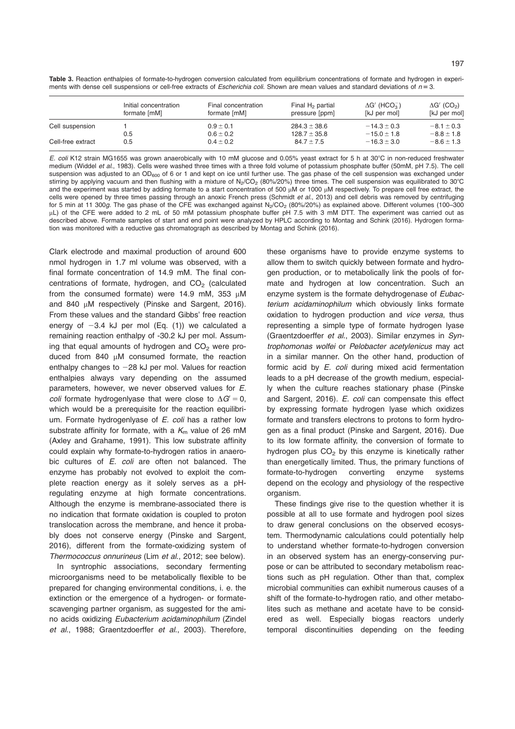**Table 3.** Reaction enthalpies of formate-to-hydrogen conversion calculated from equilibrium concentrations of formate and hydrogen in experiments with dense cell suspensions or cell-free extracts of *Escherichia coli*. Shown are mean values and standard deviations of $n = 3$.

| | Initial concentration formate [mM] | Final concentration formate [mM] | Final $H_2$ partial pressure [ppm] | $\Delta G'$ ($HCO_3^-$) [kJ per mol] | $\Delta G'$ ($CO_2$) [kJ per mol] |
|---|---|---|---|---|---|
| Cell suspension | 1 | $0.9 \pm 0.1$ | $284.3 \pm 38.6$ | $-14.3 \pm 0.3$ | $-8.1 \pm 0.3$ |
| | 0.5 | $0.6 \pm 0.2$ | $128.7 \pm 35.8$ | $-15.0 \pm 1.8$ | $-8.8 \pm 1.8$ |
| Cell-free extract | 0.5 | $0.4 \pm 0.2$ | $84.7 \pm 7.5$ | $-16.3 \pm 3.0$ | $-8.6 \pm 1.3$ |

*E. coli* K12 strain MG1655 was grown anaerobically with 10 mM glucose and 0.05% yeast extract for 5 h at 30°C in non-reduced freshwater medium (Widdel *et al.*, 1983). Cells were washed three times with a three fold volume of potassium phosphate buffer (50mM, pH 7.5). The cell suspension was adjusted to an $OD_{600}$ of 6 or 1 and kept on ice until further use. The gas phase of the cell suspension was exchanged under stirring by applying vacuum and then flushing with a mixture of $N_2/CO_2$ (80%/20%) three times. The cell suspension was equilibrated to 30°C and the experiment was started by adding formate to a start concentration of 500 μM or 1000 μM respectively. To prepare cell free extract, the cells were opened by three times passing through an anoxic French press (Schmidt *et al.*, 2013) and cell debris was removed by centrifuging for 5 min at 11 300*g*. The gas phase of the CFE was exchanged against $N_2/CO_2$ (80%/20%) as explained above. Different volumes (100–300 μL) of the CFE were added to 2 mL of 50 mM potassium phosphate buffer pH 7.5 with 3 mM DTT. The experiment was carried out as described above. Formate samples of start and end point were analyzed by HPLC according to Montag and Schink (2016). Hydrogen formation was monitored with a reductive gas chromatograph as described by Montag and Schink (2016).

Clark electrode and maximal production of around 600 nmol hydrogen in 1.7 ml volume was observed, with a final formate concentration of 14.9 mM. The final concentrations of formate, hydrogen, and $CO_2$ (calculated from the consumed formate) were 14.9 mM, 353 μM and 840 μM respectively (Pinske and Sargent, 2016). From these values and the standard Gibbs' free reaction energy of −3.4 kJ per mol (Eq. (1)) we calculated a remaining reaction enthalpy of -30.2 kJ per mol. Assuming that equal amounts of hydrogen and $CO_2$ were produced from 840 μM consumed formate, the reaction enthalpy changes to −28 kJ per mol. Values for reaction enthalpies always vary depending on the assumed parameters, however, we never observed values for *E. coli* formate hydrogenlyase that were close to $\Delta G' = 0$, which would be a prerequisite for the reaction equilibrium. Formate hydrogenlyase of *E. coli* has a rather low substrate affinity for formate, with a $K_m$ value of 26 mM (Axley and Grahame, 1991). This low substrate affinity could explain why formate-to-hydrogen ratios in anaerobic cultures of *E. coli* are often not balanced. The enzyme has probably not evolved to exploit the complete reaction energy as it solely serves as a pH-regulating enzyme at high formate concentrations. Although the enzyme is membrane-associated there is no indication that formate oxidation is coupled to proton translocation across the membrane, and hence it probably does not conserve energy (Pinske and Sargent, 2016), different from the formate-oxidizing system of *Thermococcus onnurineus* (Lim *et al.*, 2012; see below).

In syntrophic associations, secondary fermenting microorganisms need to be metabolically flexible to be prepared for changing environmental conditions, i. e. the extinction or the emergence of a hydrogen- or formate-scavenging partner organism, as suggested for the amino acids oxidizing *Eubacterium acidaminophilum* (Zindel *et al.*, 1988; Graentzdoerffer *et al.*, 2003). Therefore, these organisms have to provide enzyme systems to allow them to switch quickly between formate and hydrogen production, or to metabolically link the pools of formate and hydrogen at low concentration. Such an enzyme system is the formate dehydrogenase of *Eubacterium acidaminophilum* which obviously links formate oxidation to hydrogen production and *vice versa*, thus representing a simple type of formate hydrogen lyase (Graentzdoerffer *et al.*, 2003). Similar enzymes in *Syntrophomonas wolfei* or *Pelobacter acetylenicus* may act in a similar manner. On the other hand, production of formic acid by *E. coli* during mixed acid fermentation leads to a pH decrease of the growth medium, especially when the culture reaches stationary phase (Pinske and Sargent, 2016). *E. coli* can compensate this effect by expressing formate hydrogen lyase which oxidizes formate and transfers electrons to protons to form hydrogen as a final product (Pinske and Sargent, 2016). Due to its low formate affinity, the conversion of formate to hydrogen plus $CO_2$ by this enzyme is kinetically rather than energetically limited. Thus, the primary functions of formate-to-hydrogen converting enzyme systems depend on the ecology and physiology of the respective organism.

These findings give rise to the question whether it is possible at all to use formate and hydrogen pool sizes to draw general conclusions on the observed ecosystem. Thermodynamic calculations could potentially help to understand whether formate-to-hydrogen conversion in an observed system has an energy-conserving purpose or can be attributed to secondary metabolism reactions such as pH regulation. Other than that, complex microbial communities can exhibit numerous causes of a shift of the formate-to-hydrogen ratio, and other metabolites such as methane and acetate have to be considered as well. Especially biogas reactors underly temporal discontinuities depending on the feeding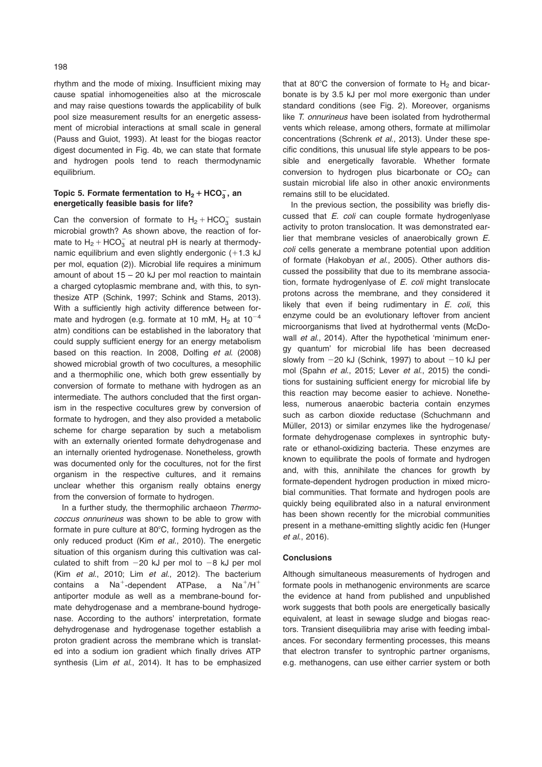rhythm and the mode of mixing. Insufficient mixing may cause spatial inhomogeneities also at the microscale and may raise questions towards the applicability of bulk pool size measurement results for an energetic assessment of microbial interactions at small scale in general (Pauss and Guiot, 1993). At least for the biogas reactor digest documented in Fig. 4b, we can state that formate and hydrogen pools tend to reach thermodynamic equilibrium.

### Topic 5. Formate fermentation to $H_2 + HCO_3^-$, an energetically feasible basis for life?

Can the conversion of formate to $H_2 + HCO_3^-$ sustain microbial growth? As shown above, the reaction of formate to $H_2 + HCO_3^-$ at neutral pH is nearly at thermodynamic equilibrium and even slightly endergonic (+1.3 kJ per mol, equation (2)). Microbial life requires a minimum amount of about 15 – 20 kJ per mol reaction to maintain a charged cytoplasmic membrane and, with this, to synthesize ATP (Schink, 1997; Schink and Stams, 2013). With a sufficiently high activity difference between formate and hydrogen (e.g. formate at 10 mM, $H_2$ at $10^{-4}$ atm) conditions can be established in the laboratory that could supply sufficient energy for an energy metabolism based on this reaction. In 2008, Dolfing *et al.* (2008) showed microbial growth of two cocultures, a mesophilic and a thermophilic one, which both grew essentially by conversion of formate to methane with hydrogen as an intermediate. The authors concluded that the first organism in the respective cocultures grew by conversion of formate to hydrogen, and they also provided a metabolic scheme for charge separation by such a metabolism with an externally oriented formate dehydrogenase and an internally oriented hydrogenase. Nonetheless, growth was documented only for the cocultures, not for the first organism in the respective cultures, and it remains unclear whether this organism really obtains energy from the conversion of formate to hydrogen.

In a further study, the thermophilic archaeon *Thermococcus onnurineus* was shown to be able to grow with formate in pure culture at 80°C, forming hydrogen as the only reduced product (Kim *et al.*, 2010). The energetic situation of this organism during this cultivation was calculated to shift from −20 kJ per mol to −8 kJ per mol (Kim *et al.*, 2010; Lim *et al.*, 2012). The bacterium contains a $Na^+$-dependent ATPase, a $Na^+/H^+$ antiporter module as well as a membrane-bound formate dehydrogenase and a membrane-bound hydrogenase. According to the authors' interpretation, formate dehydrogenase and hydrogenase together establish a proton gradient across the membrane which is translated into a sodium ion gradient which finally drives ATP synthesis (Lim *et al.*, 2014). It has to be emphasized that at 80°C the conversion of formate to $H_2$ and bicarbonate is by 3.5 kJ per mol more exergonic than under standard conditions (see Fig. 2). Moreover, organisms like *T. onnurineus* have been isolated from hydrothermal vents which release, among others, formate at millimolar concentrations (Schrenk *et al.*, 2013). Under these specific conditions, this unusual life style appears to be possible and energetically favorable. Whether formate conversion to hydrogen plus bicarbonate or $CO_2$ can sustain microbial life also in other anoxic environments remains still to be elucidated.

In the previous section, the possibility was briefly discussed that *E. coli* can couple formate hydrogenlyase activity to proton translocation. It was demonstrated earlier that membrane vesicles of anaerobically grown *E. coli* cells generate a membrane potential upon addition of formate (Hakobyan *et al.*, 2005). Other authors discussed the possibility that due to its membrane association, formate hydrogenlyase of *E. coli* might translocate protons across the membrane, and they considered it likely that even if being rudimentary in *E. coli*, this enzyme could be an evolutionary leftover from ancient microorganisms that lived at hydrothermal vents (McDowall *et al.*, 2014). After the hypothetical 'minimum energy quantum' for microbial life has been decreased slowly from −20 kJ (Schink, 1997) to about −10 kJ per mol (Spahn *et al.*, 2015; Lever *et al.*, 2015) the conditions for sustaining sufficient energy for microbial life by this reaction may become easier to achieve. Nonetheless, numerous anaerobic bacteria contain enzymes such as carbon dioxide reductase (Schuchmann and Müller, 2013) or similar enzymes like the hydrogenase/formate dehydrogenase complexes in syntrophic butyrate or ethanol-oxidizing bacteria. These enzymes are known to equilibrate the pools of formate and hydrogen and, with this, annihilate the chances for growth by formate-dependent hydrogen production in mixed microbial communities. That formate and hydrogen pools are quickly being equilibrated also in a natural environment has been shown recently for the microbial communities present in a methane-emitting slightly acidic fen (Hunger *et al.*, 2016).

### Conclusions

Although simultaneous measurements of hydrogen and formate pools in methanogenic environments are scarce the evidence at hand from published and unpublished work suggests that both pools are energetically basically equivalent, at least in sewage sludge and biogas reactors. Transient disequilibria may arise with feeding imbalances. For secondary fermenting processes, this means that electron transfer to syntrophic partner organisms, e.g. methanogens, can use either carrier system or both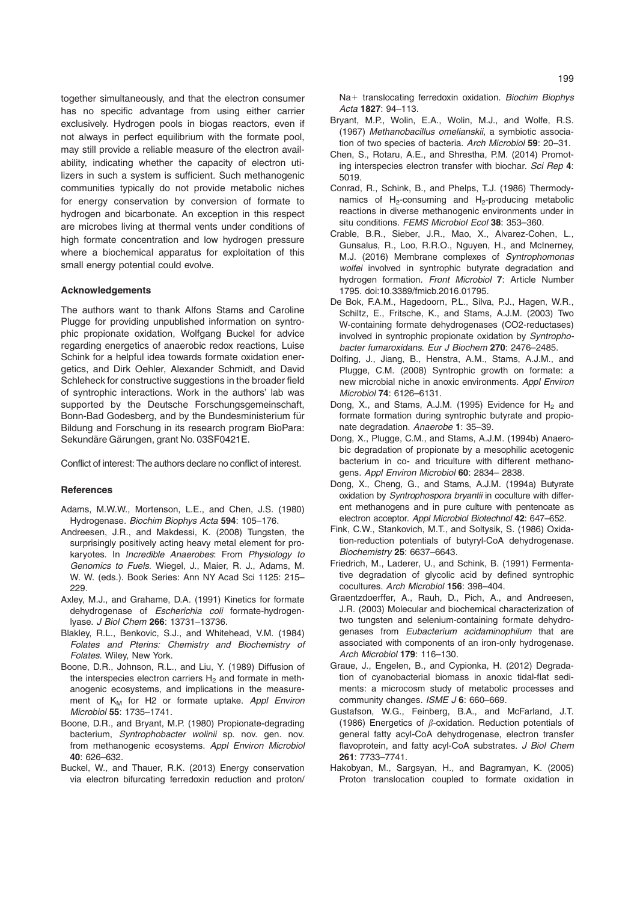together simultaneously, and that the electron consumer has no specific advantage from using either carrier exclusively. Hydrogen pools in biogas reactors, even if not always in perfect equilibrium with the formate pool, may still provide a reliable measure of the electron availability, indicating whether the capacity of electron utilizers in such a system is sufficient. Such methanogenic communities typically do not provide metabolic niches for energy conservation by conversion of formate to hydrogen and bicarbonate. An exception in this respect are microbes living at thermal vents under conditions of high formate concentration and low hydrogen pressure where a biochemical apparatus for exploitation of this small energy potential could evolve.

#### Acknowledgements

The authors want to thank Alfons Stams and Caroline Plugge for providing unpublished information on syntrophic propionate oxidation, Wolfgang Buckel for advice regarding energetics of anaerobic redox reactions, Luise Schink for a helpful idea towards formate oxidation energetics, and Dirk Oehler, Alexander Schmidt, and David Schleheck for constructive suggestions in the broader field of syntrophic interactions. Work in the authors' lab was supported by the Deutsche Forschungsgemeinschaft, Bonn-Bad Godesberg, and by the Bundesministerium für Bildung und Forschung in its research program BioPara: Sekundäre Gärungen, grant No. 03SF0421E.

Conflict of interest: The authors declare no conflict of interest.

#### References

Adams, M.W.W., Mortenson, L.E., and Chen, J.S. (1980) Hydrogenase. *Biochim Biophys Acta* **594**: 105–176.

Andreesen, J.R., and Makdessi, K. (2008) Tungsten, the surprisingly positively acting heavy metal element for prokaryotes. In *Incredible Anaerobes*: From *Physiology to Genomics to Fuels*. Wiegel, J., Maier, R. J., Adams, M. W. W. (eds.). Book Series: Ann NY Acad Sci 1125: 215–229.

Axley, M.J., and Grahame, D.A. (1991) Kinetics for formate dehydrogenase of *Escherichia coli* formate-hydrogenlyase. *J Biol Chem* **266**: 13731–13736.

Blakley, R.L., Benkovic, S.J., and Whitehead, V.M. (1984) *Folates and Pterins: Chemistry and Biochemistry of Folates.* Wiley, New York.

Boone, D.R., Johnson, R.L., and Liu, Y. (1989) Diffusion of the interspecies electron carriers $H_2$ and formate in methanogenic ecosystems, and implications in the measurement of $K_M$ for H2 or formate uptake. *Appl Environ Microbiol* **55**: 1735–1741.

Boone, D.R., and Bryant, M.P. (1980) Propionate-degrading bacterium, *Syntrophobacter wolinii* sp. nov. gen. nov. from methanogenic ecosystems. *Appl Environ Microbiol* **40**: 626–632.

Buckel, W., and Thauer, R.K. (2013) Energy conservation via electron bifurcating ferredoxin reduction and proton/Na+ translocating ferredoxin oxidation. *Biochim Biophys Acta* **1827**: 94–113.

Bryant, M.P., Wolin, E.A., Wolin, M.J., and Wolfe, R.S. (1967) *Methanobacillus omelianskii*, a symbiotic association of two species of bacteria. *Arch Microbiol* **59**: 20–31.

Chen, S., Rotaru, A.E., and Shrestha, P.M. (2014) Promoting interspecies electron transfer with biochar. *Sci Rep* **4**: 5019.

Conrad, R., Schink, B., and Phelps, T.J. (1986) Thermodynamics of $H_2$-consuming and $H_2$-producing metabolic reactions in diverse methanogenic environments under in situ conditions. *FEMS Microbiol Ecol* **38**: 353–360.

Crable, B.R., Sieber, J.R., Mao, X., Alvarez-Cohen, L., Gunsalus, R., Loo, R.R.O., Nguyen, H., and McInerney, M.J. (2016) Membrane complexes of *Syntrophomonas wolfei* involved in syntrophic butyrate degradation and hydrogen formation. *Front Microbiol* **7**: Article Number 1795. doi:10.3389/fmicb.2016.01795.

De Bok, F.A.M., Hagedoorn, P.L., Silva, P.J., Hagen, W.R., Schiltz, E., Fritsche, K., and Stams, A.J.M. (2003) Two W-containing formate dehydrogenases (CO2-reductases) involved in syntrophic propionate oxidation by *Syntrophobacter fumaroxidans*. *Eur J Biochem* **270**: 2476–2485.

Dolfing, J., Jiang, B., Henstra, A.M., Stams, A.J.M., and Plugge, C.M. (2008) Syntrophic growth on formate: a new microbial niche in anoxic environments. *Appl Environ Microbiol* **74**: 6126–6131.

Dong, X., and Stams, A.J.M. (1995) Evidence for $H_2$ and formate formation during syntrophic butyrate and propionate degradation. *Anaerobe* **1**: 35–39.

Dong, X., Plugge, C.M., and Stams, A.J.M. (1994b) Anaerobic degradation of propionate by a mesophilic acetogenic bacterium in co- and triculture with different methanogens. *Appl Environ Microbiol* **60**: 2834– 2838.

Dong, X., Cheng, G., and Stams, A.J.M. (1994a) Butyrate oxidation by *Syntrophospora bryantii* in coculture with different methanogens and in pure culture with pentenoate as electron acceptor. *Appl Microbiol Biotechnol* **42**: 647–652.

Fink, C.W., Stankovich, M.T., and Soltysik, S. (1986) Oxidation-reduction potentials of butyryl-CoA dehydrogenase. *Biochemistry* **25**: 6637–6643.

Friedrich, M., Laderer, U., and Schink, B. (1991) Fermentative degradation of glycolic acid by defined syntrophic cocultures. *Arch Microbiol* **156**: 398–404.

Graentzdoerffer, A., Rauh, D., Pich, A., and Andreesen, J.R. (2003) Molecular and biochemical characterization of two tungsten and selenium-containing formate dehydrogenases from *Eubacterium acidaminophilum* that are associated with components of an iron-only hydrogenase. *Arch Microbiol* **179**: 116–130.

Graue, J., Engelen, B., and Cypionka, H. (2012) Degradation of cyanobacterial biomass in anoxic tidal-flat sediments: a microcosm study of metabolic processes and community changes. *ISME J* **6**: 660–669.

Gustafson, W.G., Feinberg, B.A., and McFarland, J.T. (1986) Energetics of $\beta$-oxidation. Reduction potentials of general fatty acyl-CoA dehydrogenase, electron transfer flavoprotein, and fatty acyl-CoA substrates. *J Biol Chem* **261**: 7733–7741.

Hakobyan, M., Sargsyan, H., and Bagramyan, K. (2005) Proton translocation coupled to formate oxidation in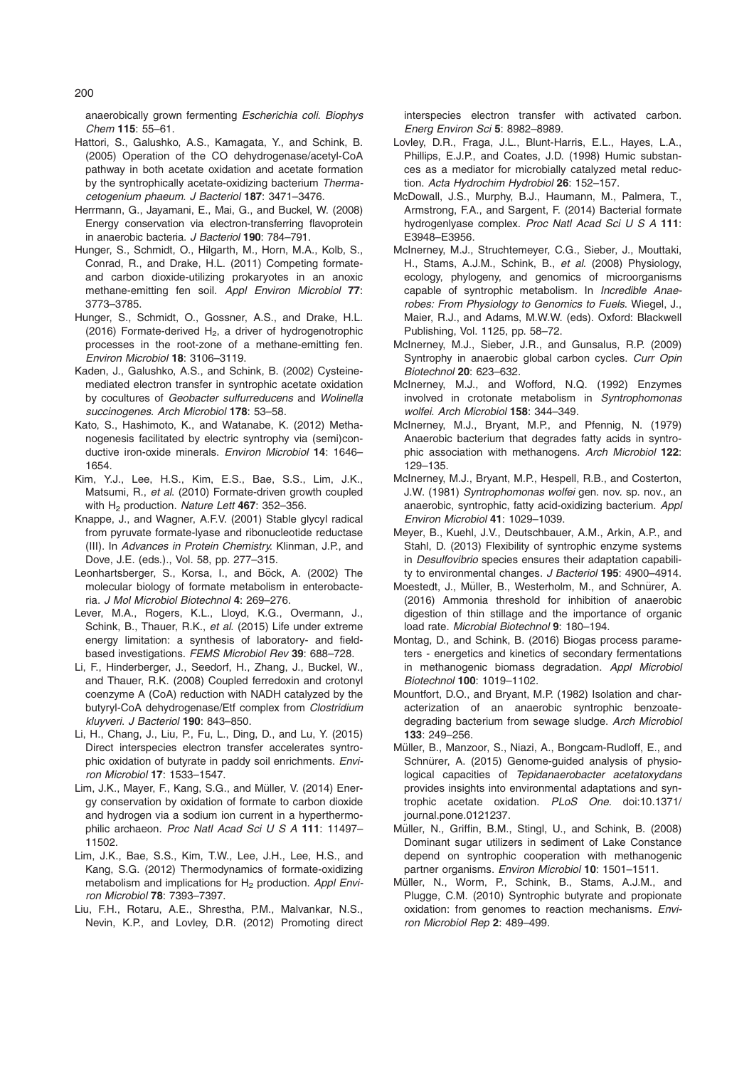anaerobically grown fermenting *Escherichia coli*. *Biophys Chem* **115**: 55–61.

Hattori, S., Galushko, A.S., Kamagata, Y., and Schink, B. (2005) Operation of the CO dehydrogenase/acetyl-CoA pathway in both acetate oxidation and acetate formation by the syntrophically acetate-oxidizing bacterium *Thermacetogenium phaeum*. *J Bacteriol* **187**: 3471–3476.

Herrmann, G., Jayamani, E., Mai, G., and Buckel, W. (2008) Energy conservation via electron-transferring flavoprotein in anaerobic bacteria. *J Bacteriol* **190**: 784–791.

Hunger, S., Schmidt, O., Hilgarth, M., Horn, M.A., Kolb, S., Conrad, R., and Drake, H.L. (2011) Competing formate- and carbon dioxide-utilizing prokaryotes in an anoxic methane-emitting fen soil. *Appl Environ Microbiol* **77**: 3773–3785.

Hunger, S., Schmidt, O., Gossner, A.S., and Drake, H.L. (2016) Formate-derived $H_2$, a driver of hydrogenotrophic processes in the root-zone of a methane-emitting fen. *Environ Microbiol* **18**: 3106–3119.

Kaden, J., Galushko, A.S., and Schink, B. (2002) Cysteine-mediated electron transfer in syntrophic acetate oxidation by cocultures of *Geobacter sulfurreducens* and *Wolinella succinogenes*. *Arch Microbiol* **178**: 53–58.

Kato, S., Hashimoto, K., and Watanabe, K. (2012) Methanogenesis facilitated by electric syntrophy via (semi)conductive iron-oxide minerals. *Environ Microbiol* **14**: 1646–1654.

Kim, Y.J., Lee, H.S., Kim, E.S., Bae, S.S., Lim, J.K., Matsumi, R., *et al.* (2010) Formate-driven growth coupled with $H_2$ production. *Nature Lett* **467**: 352–356.

Knappe, J., and Wagner, A.F.V. (2001) Stable glycyl radical from pyruvate formate-lyase and ribonucleotide reductase (III). In *Advances in Protein Chemistry.* Klinman, J.P., and Dove, J.E. (eds.)., Vol. 58, pp. 277–315.

Leonhartsberger, S., Korsa, I., and Böck, A. (2002) The molecular biology of formate metabolism in enterobacteria. *J Mol Microbiol Biotechnol* **4**: 269–276.

Lever, M.A., Rogers, K.L., Lloyd, K.G., Overmann, J., Schink, B., Thauer, R.K., *et al.* (2015) Life under extreme energy limitation: a synthesis of laboratory- and field-based investigations. *FEMS Microbiol Rev* **39**: 688–728.

Li, F., Hinderberger, J., Seedorf, H., Zhang, J., Buckel, W., and Thauer, R.K. (2008) Coupled ferredoxin and crotonyl coenzyme A (CoA) reduction with NADH catalyzed by the butyryl-CoA dehydrogenase/Etf complex from *Clostridium kluyveri*. *J Bacteriol* **190**: 843–850.

Li, H., Chang, J., Liu, P., Fu, L., Ding, D., and Lu, Y. (2015) Direct interspecies electron transfer accelerates syntrophic oxidation of butyrate in paddy soil enrichments. *Environ Microbiol* **17**: 1533–1547.

Lim, J.K., Mayer, F., Kang, S.G., and Müller, V. (2014) Energy conservation by oxidation of formate to carbon dioxide and hydrogen via a sodium ion current in a hyperthermophilic archaeon. *Proc Natl Acad Sci U S A* **111**: 11497–11502.

Lim, J.K., Bae, S.S., Kim, T.W., Lee, J.H., Lee, H.S., and Kang, S.G. (2012) Thermodynamics of formate-oxidizing metabolism and implications for $H_2$ production. *Appl Environ Microbiol* **78**: 7393–7397.

Liu, F.H., Rotaru, A.E., Shrestha, P.M., Malvankar, N.S., Nevin, K.P., and Lovley, D.R. (2012) Promoting direct interspecies electron transfer with activated carbon. *Energ Environ Sci* **5**: 8982–8989.

Lovley, D.R., Fraga, J.L., Blunt-Harris, E.L., Hayes, L.A., Phillips, E.J.P., and Coates, J.D. (1998) Humic substances as a mediator for microbially catalyzed metal reduction. *Acta Hydrochim Hydrobiol* **26**: 152–157.

McDowall, J.S., Murphy, B.J., Haumann, M., Palmera, T., Armstrong, F.A., and Sargent, F. (2014) Bacterial formate hydrogenlyase complex. *Proc Natl Acad Sci U S A* **111**: E3948–E3956.

McInerney, M.J., Struchtemeyer, C.G., Sieber, J., Mouttaki, H., Stams, A.J.M., Schink, B., *et al.* (2008) Physiology, ecology, phylogeny, and genomics of microorganisms capable of syntrophic metabolism. In *Incredible Anaerobes: From Physiology to Genomics to Fuels*. Wiegel, J., Maier, R.J., and Adams, M.W.W. (eds). Oxford: Blackwell Publishing, Vol. 1125, pp. 58–72.

McInerney, M.J., Sieber, J.R., and Gunsalus, R.P. (2009) Syntrophy in anaerobic global carbon cycles. *Curr Opin Biotechnol* **20**: 623–632.

McInerney, M.J., and Wofford, N.Q. (1992) Enzymes involved in crotonate metabolism in *Syntrophomonas wolfei*. *Arch Microbiol* **158**: 344–349.

McInerney, M.J., Bryant, M.P., and Pfennig, N. (1979) Anaerobic bacterium that degrades fatty acids in syntrophic association with methanogens. *Arch Microbiol* **122**: 129–135.

McInerney, M.J., Bryant, M.P., Hespell, R.B., and Costerton, J.W. (1981) *Syntrophomonas wolfei* gen. nov. sp. nov., an anaerobic, syntrophic, fatty acid-oxidizing bacterium. *Appl Environ Microbiol* **41**: 1029–1039.

Meyer, B., Kuehl, J.V., Deutschbauer, A.M., Arkin, A.P., and Stahl, D. (2013) Flexibility of syntrophic enzyme systems in *Desulfovibrio* species ensures their adaptation capability to environmental changes. *J Bacteriol* **195**: 4900–4914.

Moestedt, J., Müller, B., Westerholm, M., and Schnürer, A. (2016) Ammonia threshold for inhibition of anaerobic digestion of thin stillage and the importance of organic load rate. *Microbial Biotechnol* **9**: 180–194.

Montag, D., and Schink, B. (2016) Biogas process parameters - energetics and kinetics of secondary fermentations in methanogenic biomass degradation. *Appl Microbiol Biotechnol* **100**: 1019–1102.

Mountfort, D.O., and Bryant, M.P. (1982) Isolation and characterization of an anaerobic syntrophic benzoate-degrading bacterium from sewage sludge. *Arch Microbiol* **133**: 249–256.

Müller, B., Manzoor, S., Niazi, A., Bongcam-Rudloff, E., and Schnürer, A. (2015) Genome-guided analysis of physiological capacities of *Tepidanaerobacter acetatoxydans* provides insights into environmental adaptations and syntrophic acetate oxidation. *PLoS One.* doi:10.1371/journal.pone.0121237.

Müller, N., Griffin, B.M., Stingl, U., and Schink, B. (2008) Dominant sugar utilizers in sediment of Lake Constance depend on syntrophic cooperation with methanogenic partner organisms. *Environ Microbiol* **10**: 1501–1511.

Müller, N., Worm, P., Schink, B., Stams, A.J.M., and Plugge, C.M. (2010) Syntrophic butyrate and propionate oxidation: from genomes to reaction mechanisms. *Environ Microbiol Rep* **2**: 489–499.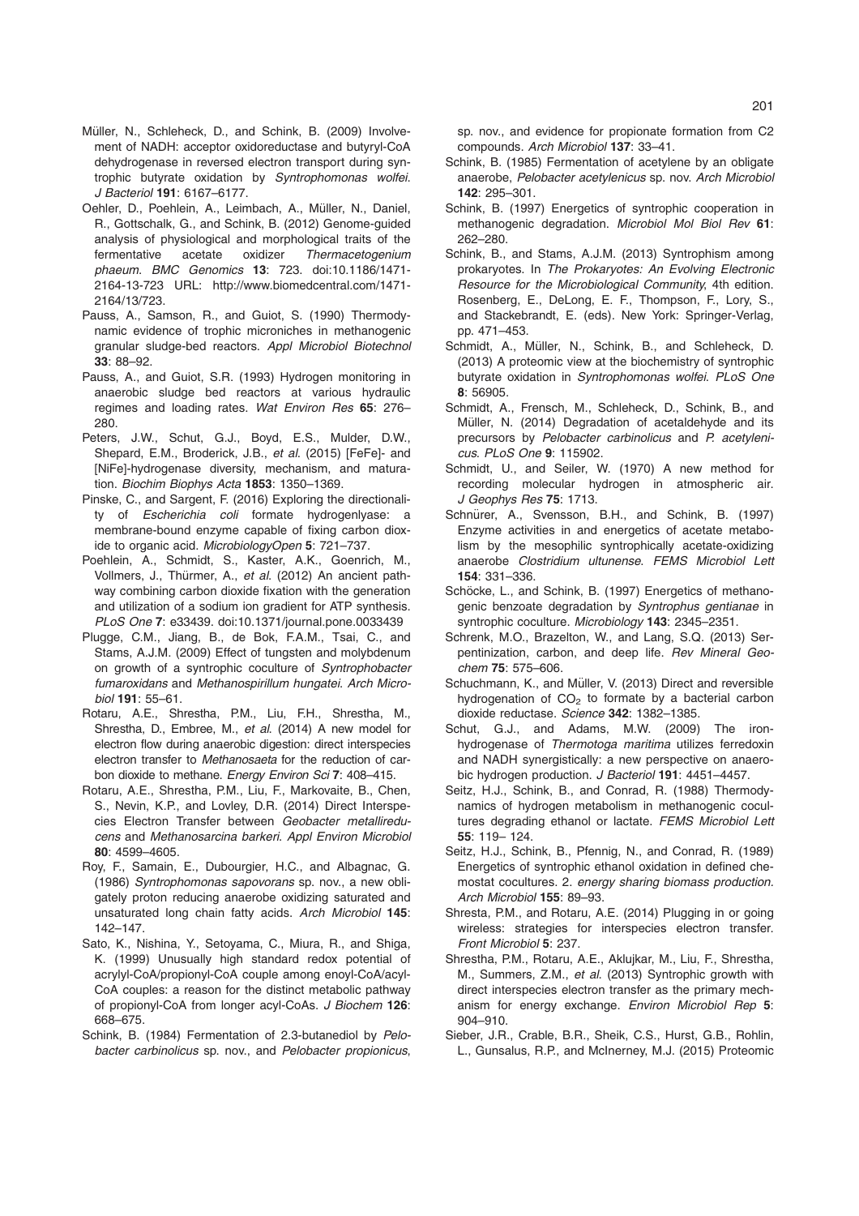Müller, N., Schleheck, D., and Schink, B. (2009) Involvement of NADH: acceptor oxidoreductase and butyryl-CoA dehydrogenase in reversed electron transport during syntrophic butyrate oxidation by *Syntrophomonas wolfei*. *J Bacteriol* **191**: 6167–6177.

Oehler, D., Poehlein, A., Leimbach, A., Müller, N., Daniel, R., Gottschalk, G., and Schink, B. (2012) Genome-guided analysis of physiological and morphological traits of the fermentative acetate oxidizer *Thermacetogenium phaeum*. *BMC Genomics* **13**: 723. doi:10.1186/1471-2164-13-723 URL: http://www.biomedcentral.com/1471-2164/13/723.

Pauss, A., Samson, R., and Guiot, S. (1990) Thermodynamic evidence of trophic microniches in methanogenic granular sludge-bed reactors. *Appl Microbiol Biotechnol* **33**: 88–92.

Pauss, A., and Guiot, S.R. (1993) Hydrogen monitoring in anaerobic sludge bed reactors at various hydraulic regimes and loading rates. *Wat Environ Res* **65**: 276–280.

Peters, J.W., Schut, G.J., Boyd, E.S., Mulder, D.W., Shepard, E.M., Broderick, J.B., *et al.* (2015) [FeFe]- and [NiFe]-hydrogenase diversity, mechanism, and maturation. *Biochim Biophys Acta* **1853**: 1350–1369.

Pinske, C., and Sargent, F. (2016) Exploring the directionality of *Escherichia coli* formate hydrogenlyase: a membrane-bound enzyme capable of fixing carbon dioxide to organic acid. *MicrobiologyOpen* **5**: 721–737.

Poehlein, A., Schmidt, S., Kaster, A.K., Goenrich, M., Vollmers, J., Thürmer, A., *et al.* (2012) An ancient pathway combining carbon dioxide fixation with the generation and utilization of a sodium ion gradient for ATP synthesis. *PLoS One* **7**: e33439. doi:10.1371/journal.pone.0033439

Plugge, C.M., Jiang, B., de Bok, F.A.M., Tsai, C., and Stams, A.J.M. (2009) Effect of tungsten and molybdenum on growth of a syntrophic coculture of *Syntrophobacter fumaroxidans* and *Methanospirillum hungatei*. *Arch Microbiol* **191**: 55–61.

Rotaru, A.E., Shrestha, P.M., Liu, F.H., Shrestha, M., Shrestha, D., Embree, M., *et al.* (2014) A new model for electron flow during anaerobic digestion: direct interspecies electron transfer to *Methanosaeta* for the reduction of carbon dioxide to methane. *Energy Environ Sci* **7**: 408–415.

Rotaru, A.E., Shrestha, P.M., Liu, F., Markovaite, B., Chen, S., Nevin, K.P., and Lovley, D.R. (2014) Direct Interspecies Electron Transfer between *Geobacter metallireducens* and *Methanosarcina barkeri*. *Appl Environ Microbiol* **80**: 4599–4605.

Roy, F., Samain, E., Dubourgier, H.C., and Albagnac, G. (1986) *Syntrophomonas sapovorans* sp. nov., a new obligately proton reducing anaerobe oxidizing saturated and unsaturated long chain fatty acids. *Arch Microbiol* **145**: 142–147.

Sato, K., Nishina, Y., Setoyama, C., Miura, R., and Shiga, K. (1999) Unusually high standard redox potential of acrylyl-CoA/propionyl-CoA couple among enoyl-CoA/acyl-CoA couples: a reason for the distinct metabolic pathway of propionyl-CoA from longer acyl-CoAs. *J Biochem* **126**: 668–675.

Schink, B. (1984) Fermentation of 2.3-butanediol by *Pelobacter carbinolicus* sp. nov., and *Pelobacter propionicus*, sp. nov., and evidence for propionate formation from C2 compounds. *Arch Microbiol* **137**: 33–41.

Schink, B. (1985) Fermentation of acetylene by an obligate anaerobe, *Pelobacter acetylenicus* sp. nov. *Arch Microbiol* **142**: 295–301.

Schink, B. (1997) Energetics of syntrophic cooperation in methanogenic degradation. *Microbiol Mol Biol Rev* **61**: 262–280.

Schink, B., and Stams, A.J.M. (2013) Syntrophism among prokaryotes. In *The Prokaryotes: An Evolving Electronic Resource for the Microbiological Community*, 4th edition. Rosenberg, E., DeLong, E. F., Thompson, F., Lory, S., and Stackebrandt, E. (eds). New York: Springer-Verlag, pp. 471–453.

Schmidt, A., Müller, N., Schink, B., and Schleheck, D. (2013) A proteomic view at the biochemistry of syntrophic butyrate oxidation in *Syntrophomonas wolfei*. *PLoS One* **8**: 56905.

Schmidt, A., Frensch, M., Schleheck, D., Schink, B., and Müller, N. (2014) Degradation of acetaldehyde and its precursors by *Pelobacter carbinolicus* and *P. acetylenicus*. *PLoS One* **9**: 115902.

Schmidt, U., and Seiler, W. (1970) A new method for recording molecular hydrogen in atmospheric air. *J Geophys Res* **75**: 1713.

Schnürer, A., Svensson, B.H., and Schink, B. (1997) Enzyme activities in and energetics of acetate metabolism by the mesophilic syntrophically acetate-oxidizing anaerobe *Clostridium ultunense*. *FEMS Microbiol Lett* **154**: 331–336.

Schöcke, L., and Schink, B. (1997) Energetics of methanogenic benzoate degradation by *Syntrophus gentianae* in syntrophic coculture. *Microbiology* **143**: 2345–2351.

Schrenk, M.O., Brazelton, W., and Lang, S.Q. (2013) Serpentinization, carbon, and deep life. *Rev Mineral Geochem* **75**: 575–606.

Schuchmann, K., and Müller, V. (2013) Direct and reversible hydrogenation of $CO_2$ to formate by a bacterial carbon dioxide reductase. *Science* **342**: 1382–1385.

Schut, G.J., and Adams, M.W. (2009) The iron-hydrogenase of *Thermotoga maritima* utilizes ferredoxin and NADH synergistically: a new perspective on anaerobic hydrogen production. *J Bacteriol* **191**: 4451–4457.

Seitz, H.J., Schink, B., and Conrad, R. (1988) Thermodynamics of hydrogen metabolism in methanogenic cocultures degrading ethanol or lactate. *FEMS Microbiol Lett* **55**: 119– 124.

Seitz, H.J., Schink, B., Pfennig, N., and Conrad, R. (1989) Energetics of syntrophic ethanol oxidation in defined chemostat cocultures. 2. *energy sharing biomass production*. *Arch Microbiol* **155**: 89–93.

Shresta, P.M., and Rotaru, A.E. (2014) Plugging in or going wireless: strategies for interspecies electron transfer. *Front Microbiol* **5**: 237.

Shrestha, P.M., Rotaru, A.E., Aklujkar, M., Liu, F., Shrestha, M., Summers, Z.M., *et al.* (2013) Syntrophic growth with direct interspecies electron transfer as the primary mechanism for energy exchange. *Environ Microbiol Rep* **5**: 904–910.

Sieber, J.R., Crable, B.R., Sheik, C.S., Hurst, G.B., Rohlin, L., Gunsalus, R.P., and McInerney, M.J. (2015) Proteomic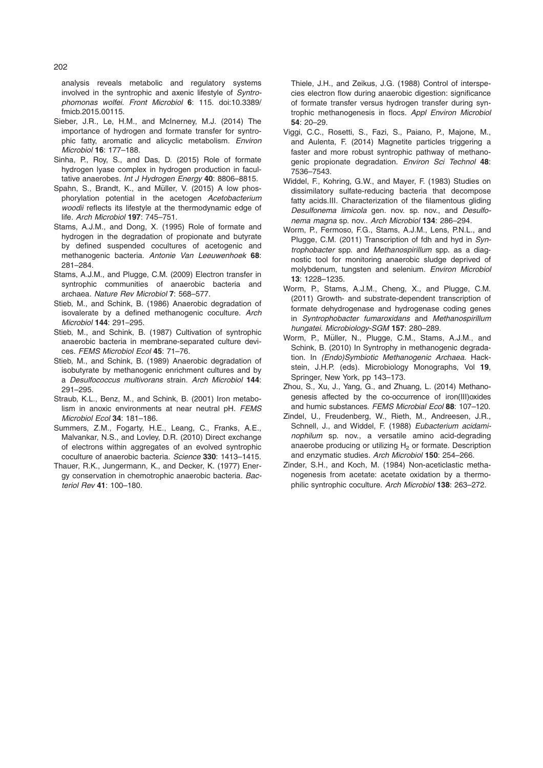analysis reveals metabolic and regulatory systems involved in the syntrophic and axenic lifestyle of *Syntrophomonas wolfei*. *Front Microbiol* **6**: 115. doi:10.3389/fmicb.2015.00115.

Sieber, J.R., Le, H.M., and McInerney, M.J. (2014) The importance of hydrogen and formate transfer for syntrophic fatty, aromatic and alicyclic metabolism. *Environ Microbiol* **16**: 177–188.

Sinha, P., Roy, S., and Das, D. (2015) Role of formate hydrogen lyase complex in hydrogen production in facultative anaerobes. *Int J Hydrogen Energy* **40**: 8806–8815.

Spahn, S., Brandt, K., and Müller, V. (2015) A low phosphorylation potential in the acetogen *Acetobacterium woodii* reflects its lifestyle at the thermodynamic edge of life. *Arch Microbiol* **197**: 745–751.

Stams, A.J.M., and Dong, X. (1995) Role of formate and hydrogen in the degradation of propionate and butyrate by defined suspended cocultures of acetogenic and methanogenic bacteria. *Antonie Van Leeuwenhoek* **68**: 281–284.

Stams, A.J.M., and Plugge, C.M. (2009) Electron transfer in syntrophic communities of anaerobic bacteria and archaea. *Nature Rev Microbiol* **7**: 568–577.

Stieb, M., and Schink, B. (1986) Anaerobic degradation of isovalerate by a defined methanogenic coculture. *Arch Microbiol* **144**: 291–295.

Stieb, M., and Schink, B. (1987) Cultivation of syntrophic anaerobic bacteria in membrane-separated culture devices. *FEMS Microbiol Ecol* **45**: 71–76.

Stieb, M., and Schink, B. (1989) Anaerobic degradation of isobutyrate by methanogenic enrichment cultures and by a *Desulfococcus multivorans* strain. *Arch Microbiol* **144**: 291–295.

Straub, K.L., Benz, M., and Schink, B. (2001) Iron metabolism in anoxic environments at near neutral pH. *FEMS Microbiol Ecol* **34**: 181–186.

Summers, Z.M., Fogarty, H.E., Leang, C., Franks, A.E., Malvankar, N.S., and Lovley, D.R. (2010) Direct exchange of electrons within aggregates of an evolved syntrophic coculture of anaerobic bacteria. *Science* **330**: 1413–1415.

Thauer, R.K., Jungermann, K., and Decker, K. (1977) Energy conservation in chemotrophic anaerobic bacteria. *Bacteriol Rev* **41**: 100–180.

Thiele, J.H., and Zeikus, J.G. (1988) Control of interspecies electron flow during anaerobic digestion: significance of formate transfer versus hydrogen transfer during syntrophic methanogenesis in flocs. *Appl Environ Microbiol* **54**: 20–29.

Viggi, C.C., Rosetti, S., Fazi, S., Paiano, P., Majone, M., and Aulenta, F. (2014) Magnetite particles triggering a faster and more robust syntrophic pathway of methanogenic propionate degradation. *Environ Sci Technol* **48**: 7536–7543.

Widdel, F., Kohring, G.W., and Mayer, F. (1983) Studies on dissimilatory sulfate-reducing bacteria that decompose fatty acids.III. Characterization of the filamentous gliding *Desulfonema limicola* gen. nov. sp. nov., and *Desulfonema magna* sp. nov.. *Arch Microbiol* **134**: 286–294.

Worm, P., Fermoso, F.G., Stams, A.J.M., Lens, P.N.L., and Plugge, C.M. (2011) Transcription of fdh and hyd in *Syntrophobacter* spp. and *Methanospirillum* spp. as a diagnostic tool for monitoring anaerobic sludge deprived of molybdenum, tungsten and selenium. *Environ Microbiol* **13**: 1228–1235.

Worm, P., Stams, A.J.M., Cheng, X., and Plugge, C.M. (2011) Growth- and substrate-dependent transcription of formate dehydrogenase and hydrogenase coding genes in *Syntrophobacter fumaroxidans* and *Methanospirillum hungatei*. *Microbiology-SGM* **157**: 280–289.

Worm, P., Müller, N., Plugge, C.M., Stams, A.J.M., and Schink, B. (2010) In Syntrophy in methanogenic degradation. In *(Endo)Symbiotic Methanogenic Archaea*. Hackstein, J.H.P. (eds). Microbiology Monographs, Vol **19**, Springer, New York, pp 143–173.

Zhou, S., Xu, J., Yang, G., and Zhuang, L. (2014) Methanogenesis affected by the co-occurrence of iron(III)oxides and humic substances. *FEMS Microbial Ecol* **88**: 107–120.

Zindel, U., Freudenberg, W., Rieth, M., Andreesen, J.R., Schnell, J., and Widdel, F. (1988) *Eubacterium acidaminophilum* sp. nov., a versatile amino acid-degrading anaerobe producing or utilizing $H_2$ or formate. Description and enzymatic studies. *Arch Microbiol* **150**: 254–266.

Zinder, S.H., and Koch, M. (1984) Non-aceticlastic methanogenesis from acetate: acetate oxidation by a thermophilic syntrophic coculture. *Arch Microbiol* **138**: 263–272.